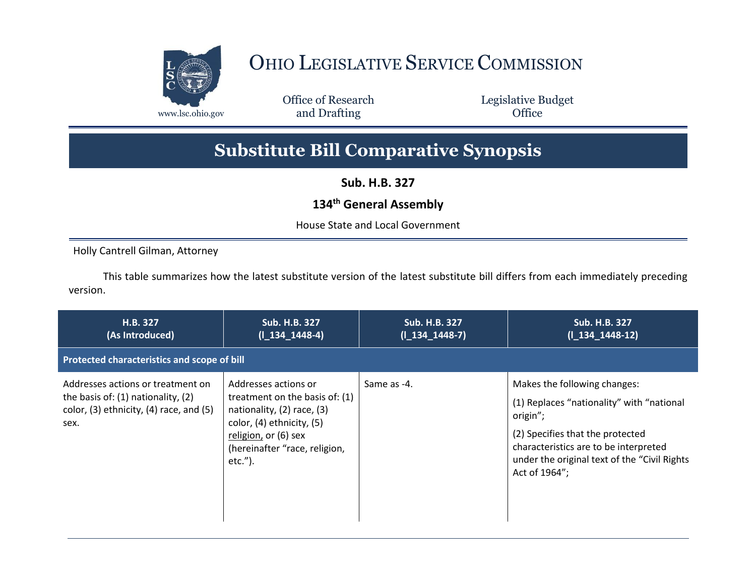# OHIO LEGISLATIVE SERVICE COMMISSION

www.lsc.ohio.gov

Office of Research and Drafting

Legislative Budget Office

# Substitute Bill Comparative Synopsis

**Sub. H.B. 327**

**134th General Assembly**

House State and Local Government

Holly Cantrell Gilman, Attorney

This table summarizes how the latest substitute version of the latest substitute bill differs from each immediately preceding version.

| H.B. 327 (As Introduced) | Sub. H.B. 327 (l_134_1448-4) | Sub. H.B. 327 (l_134_1448-7) | Sub. H.B. 327 (l_134_1448-12) |
|---|---|---|---|
| **Protected characteristics and scope of bill** | | | |
| Addresses actions or treatment on the basis of: (1) nationality, (2) color, (3) ethnicity, (4) race, and (5) sex. | Addresses actions or treatment on the basis of: (1) nationality, (2) race, (3) color, (4) ethnicity, (5) <u>religion,</u> or (6) sex (hereinafter "race, religion, etc."). | Same as -4. | Makes the following changes:<br><br>(1) Replaces "nationality" with "national origin";<br><br>(2) Specifies that the protected characteristics are to be interpreted under the original text of the "Civil Rights Act of 1964"; |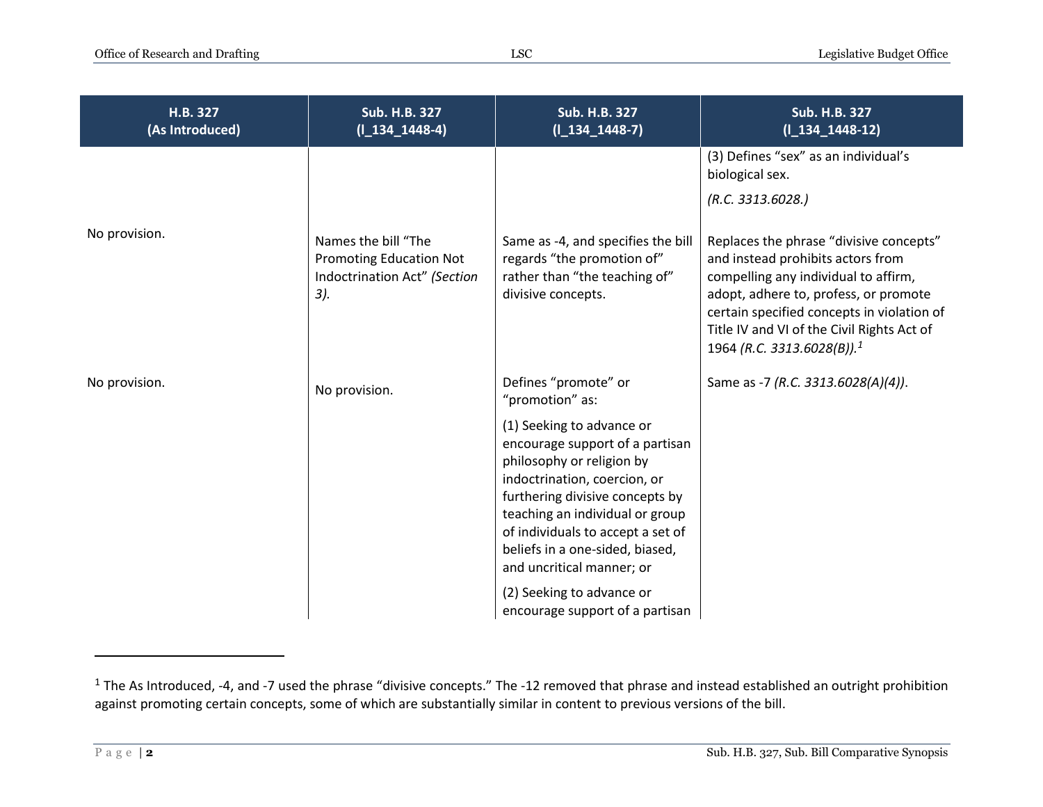| H.B. 327 (As Introduced) | Sub. H.B. 327 (I_134_1448-4) | Sub. H.B. 327 (I_134_1448-7) | Sub. H.B. 327 (I_134_1448-12) |
|---|---|---|---|
| | | | (3) Defines "sex" as an individual's biological sex.<br><br>*(R.C. 3313.6028.)* |
| No provision. | Names the bill "The Promoting Education Not Indoctrination Act" *(Section 3).* | Same as -4, and specifies the bill regards "the promotion of" rather than "the teaching of" divisive concepts. | Replaces the phrase "divisive concepts" and instead prohibits actors from compelling any individual to affirm, adopt, adhere to, profess, or promote certain specified concepts in violation of Title IV and VI of the Civil Rights Act of 1964 *(R.C. 3313.6028(B)).*[1] |
| No provision. | No provision. | Defines "promote" or "promotion" as:<br><br>(1) Seeking to advance or encourage support of a partisan philosophy or religion by indoctrination, coercion, or furthering divisive concepts by teaching an individual or group of individuals to accept a set of beliefs in a one-sided, biased, and uncritical manner; or<br><br>(2) Seeking to advance or encourage support of a partisan | Same as -7 *(R.C. 3313.6028(A)(4))*. |

[1] The As Introduced, -4, and -7 used the phrase "divisive concepts." The -12 removed that phrase and instead established an outright prohibition against promoting certain concepts, some of which are substantially similar in content to previous versions of the bill.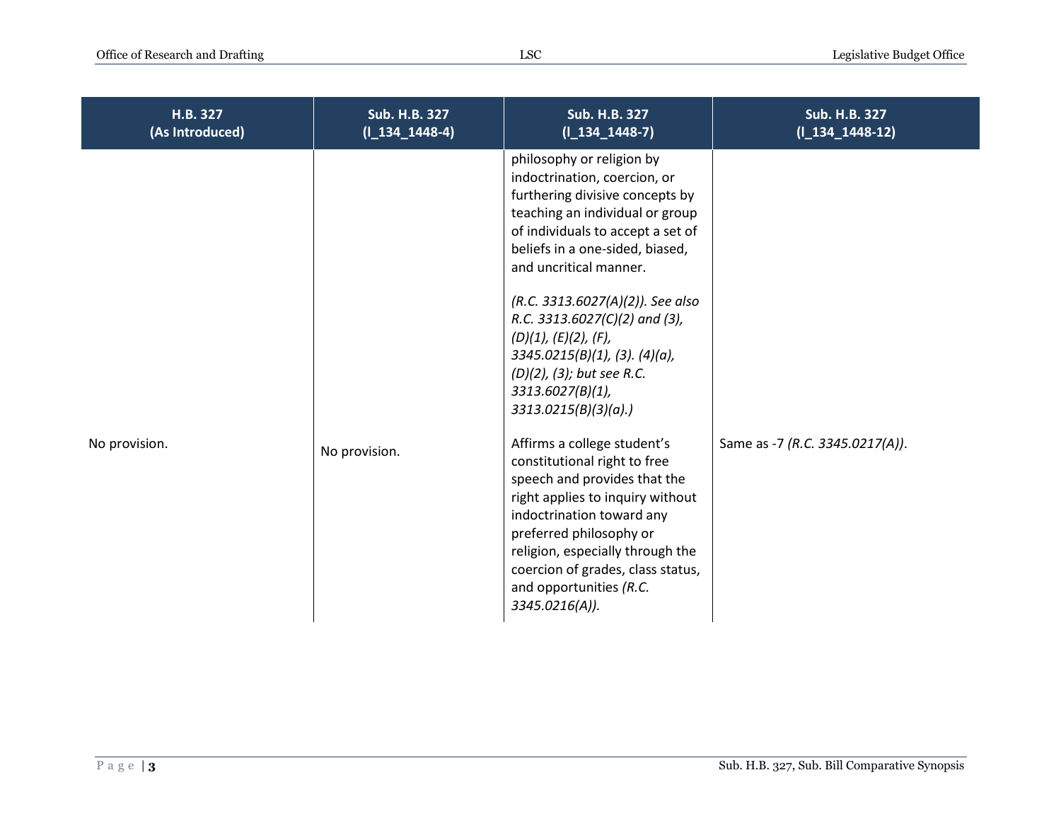| H.B. 327 (As Introduced) | Sub. H.B. 327 (l_134_1448-4) | Sub. H.B. 327 (l_134_1448-7) | Sub. H.B. 327 (l_134_1448-12) |
|---|---|---|---|
| | | philosophy or religion by indoctrination, coercion, or furthering divisive concepts by teaching an individual or group of individuals to accept a set of beliefs in a one-sided, biased, and uncritical manner. *(R.C. 3313.6027(A)(2)). See also R.C. 3313.6027(C)(2) and (3), (D)(1), (E)(2), (F), 3345.0215(B)(1), (3). (4)(a), (D)(2), (3); but see R.C. 3313.6027(B)(1), 3313.0215(B)(3)(a).)* | |
| No provision. | No provision. | Affirms a college student's constitutional right to free speech and provides that the right applies to inquiry without indoctrination toward any preferred philosophy or religion, especially through the coercion of grades, class status, and opportunities *(R.C. 3345.0216(A))*. | Same as -7 *(R.C. 3345.0217(A))*. |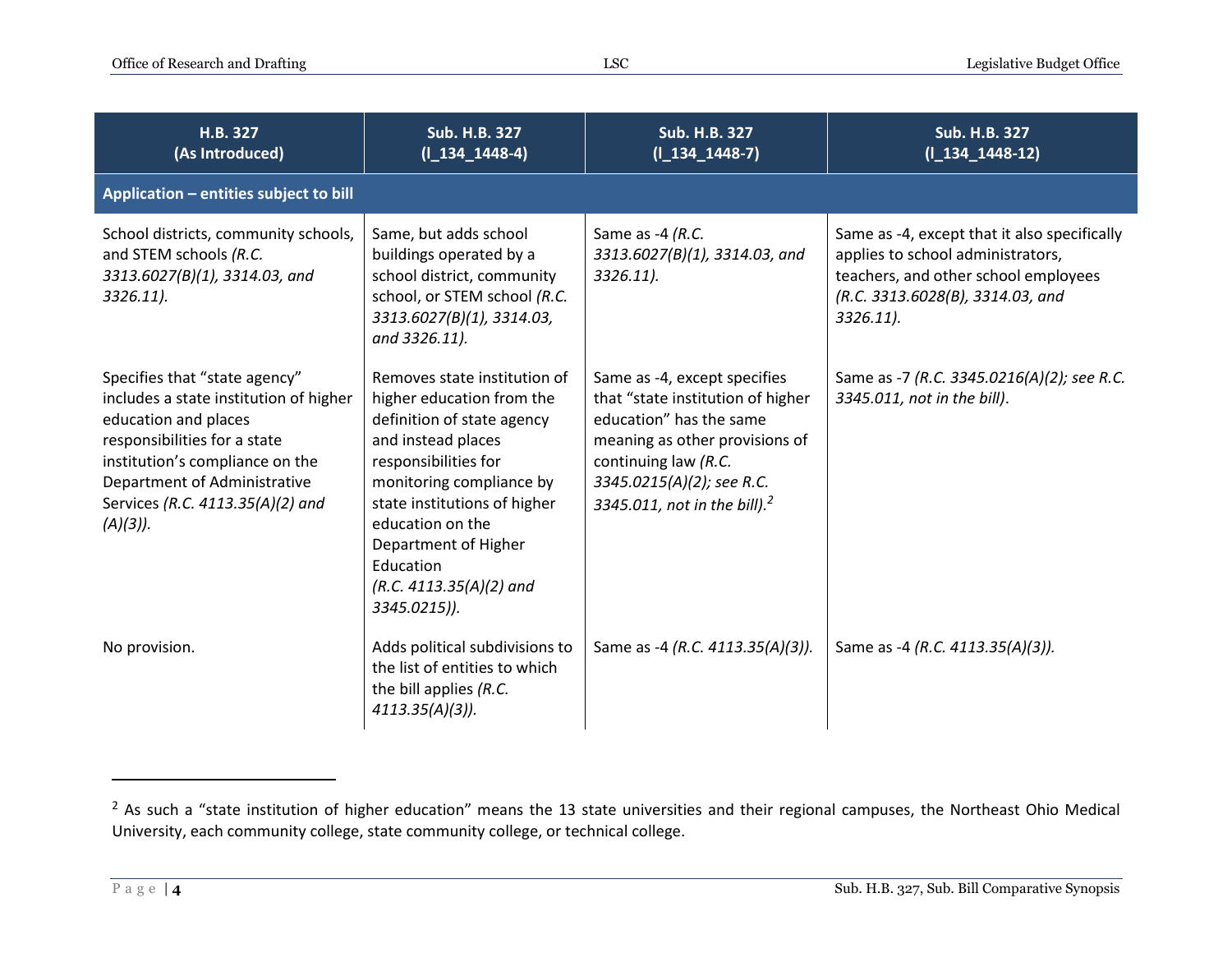| H.B. 327 (As Introduced) | Sub. H.B. 327 (l_134_1448-4) | Sub. H.B. 327 (l_134_1448-7) | Sub. H.B. 327 (l_134_1448-12) |
|---|---|---|---|
| **Application – entities subject to bill** | | | |
| School districts, community schools, and STEM schools *(R.C. 3313.6027(B)(1), 3314.03, and 3326.11).* | Same, but adds school buildings operated by a school district, community school, or STEM school *(R.C. 3313.6027(B)(1), 3314.03, and 3326.11).* | Same as -4 *(R.C. 3313.6027(B)(1), 3314.03, and 3326.11).* | Same as -4, except that it also specifically applies to school administrators, teachers, and other school employees *(R.C. 3313.6028(B), 3314.03, and 3326.11).* |
| Specifies that "state agency" includes a state institution of higher education and places responsibilities for a state institution's compliance on the Department of Administrative Services *(R.C. 4113.35(A)(2) and (A)(3)).* | Removes state institution of higher education from the definition of state agency and instead places responsibilities for monitoring compliance by state institutions of higher education on the Department of Higher Education *(R.C. 4113.35(A)(2) and 3345.0215)).* | Same as -4, except specifies that "state institution of higher education" has the same meaning as other provisions of continuing law *(R.C. 3345.0215(A)(2); see R.C. 3345.011, not in the bill).*[2] | Same as -7 *(R.C. 3345.0216(A)(2); see R.C. 3345.011, not in the bill)*. |
| No provision. | Adds political subdivisions to the list of entities to which the bill applies *(R.C. 4113.35(A)(3)).* | Same as -4 *(R.C. 4113.35(A)(3)).* | Same as -4 *(R.C. 4113.35(A)(3)).* |

[2] As such a "state institution of higher education" means the 13 state universities and their regional campuses, the Northeast Ohio Medical University, each community college, state community college, or technical college.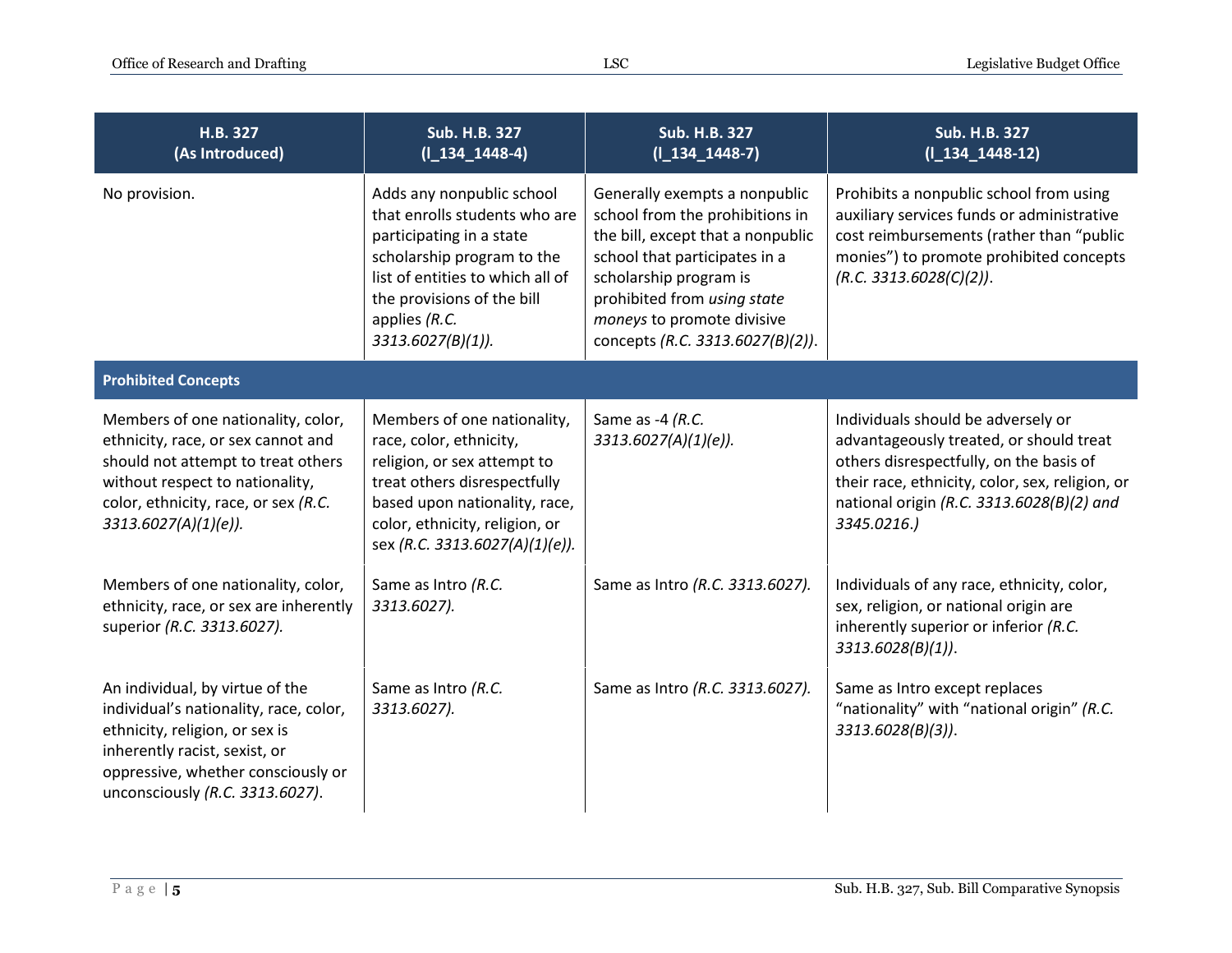| H.B. 327 (As Introduced) | Sub. H.B. 327 (l_134_1448-4) | Sub. H.B. 327 (l_134_1448-7) | Sub. H.B. 327 (l_134_1448-12) |
|---|---|---|---|
| No provision. | Adds any nonpublic school that enrolls students who are participating in a state scholarship program to the list of entities to which all of the provisions of the bill applies *(R.C. 3313.6027(B)(1))*. | Generally exempts a nonpublic school from the prohibitions in the bill, except that a nonpublic school that participates in a scholarship program is prohibited from *using state moneys* to promote divisive concepts *(R.C. 3313.6027(B)(2))*. | Prohibits a nonpublic school from using auxiliary services funds or administrative cost reimbursements (rather than "public monies") to promote prohibited concepts *(R.C. 3313.6028(C)(2))*. |
| **Prohibited Concepts** | | | |
| Members of one nationality, color, ethnicity, race, or sex cannot and should not attempt to treat others without respect to nationality, color, ethnicity, race, or sex *(R.C. 3313.6027(A)(1)(e))*. | Members of one nationality, race, color, ethnicity, religion, or sex attempt to treat others disrespectfully based upon nationality, race, color, ethnicity, religion, or sex *(R.C. 3313.6027(A)(1)(e))*. | Same as -4 *(R.C. 3313.6027(A)(1)(e))*. | Individuals should be adversely or advantageously treated, or should treat others disrespectfully, on the basis of their race, ethnicity, color, sex, religion, or national origin *(R.C. 3313.6028(B)(2) and 3345.0216.)* |
| Members of one nationality, color, ethnicity, race, or sex are inherently superior *(R.C. 3313.6027)*. | Same as Intro *(R.C. 3313.6027)*. | Same as Intro *(R.C. 3313.6027)*. | Individuals of any race, ethnicity, color, sex, religion, or national origin are inherently superior or inferior *(R.C. 3313.6028(B)(1))*. |
| An individual, by virtue of the individual's nationality, race, color, ethnicity, religion, or sex is inherently racist, sexist, or oppressive, whether consciously or unconsciously *(R.C. 3313.6027)*. | Same as Intro *(R.C. 3313.6027)*. | Same as Intro *(R.C. 3313.6027)*. | Same as Intro except replaces "nationality" with "national origin" *(R.C. 3313.6028(B)(3))*. |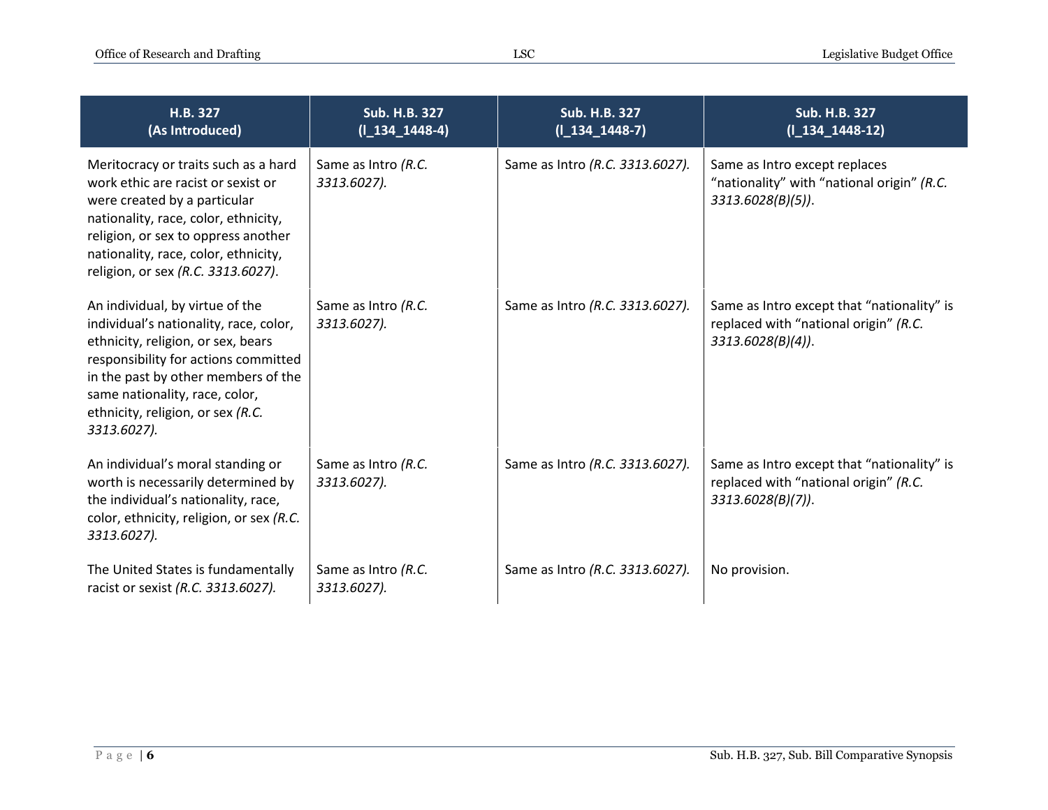| H.B. 327 (As Introduced) | Sub. H.B. 327 (I_134_1448-4) | Sub. H.B. 327 (I_134_1448-7) | Sub. H.B. 327 (I_134_1448-12) |
|---|---|---|---|
| Meritocracy or traits such as a hard work ethic are racist or sexist or were created by a particular nationality, race, color, ethnicity, religion, or sex to oppress another nationality, race, color, ethnicity, religion, or sex *(R.C. 3313.6027)*. | Same as Intro *(R.C. 3313.6027).* | Same as Intro *(R.C. 3313.6027).* | Same as Intro except replaces "nationality" with "national origin" *(R.C. 3313.6028(B)(5))*. |
| An individual, by virtue of the individual's nationality, race, color, ethnicity, religion, or sex, bears responsibility for actions committed in the past by other members of the same nationality, race, color, ethnicity, religion, or sex *(R.C. 3313.6027).* | Same as Intro *(R.C. 3313.6027).* | Same as Intro *(R.C. 3313.6027).* | Same as Intro except that "nationality" is replaced with "national origin" *(R.C. 3313.6028(B)(4))*. |
| An individual's moral standing or worth is necessarily determined by the individual's nationality, race, color, ethnicity, religion, or sex *(R.C. 3313.6027).* | Same as Intro *(R.C. 3313.6027).* | Same as Intro *(R.C. 3313.6027).* | Same as Intro except that "nationality" is replaced with "national origin" *(R.C. 3313.6028(B)(7))*. |
| The United States is fundamentally racist or sexist *(R.C. 3313.6027).* | Same as Intro *(R.C. 3313.6027).* | Same as Intro *(R.C. 3313.6027).* | No provision. |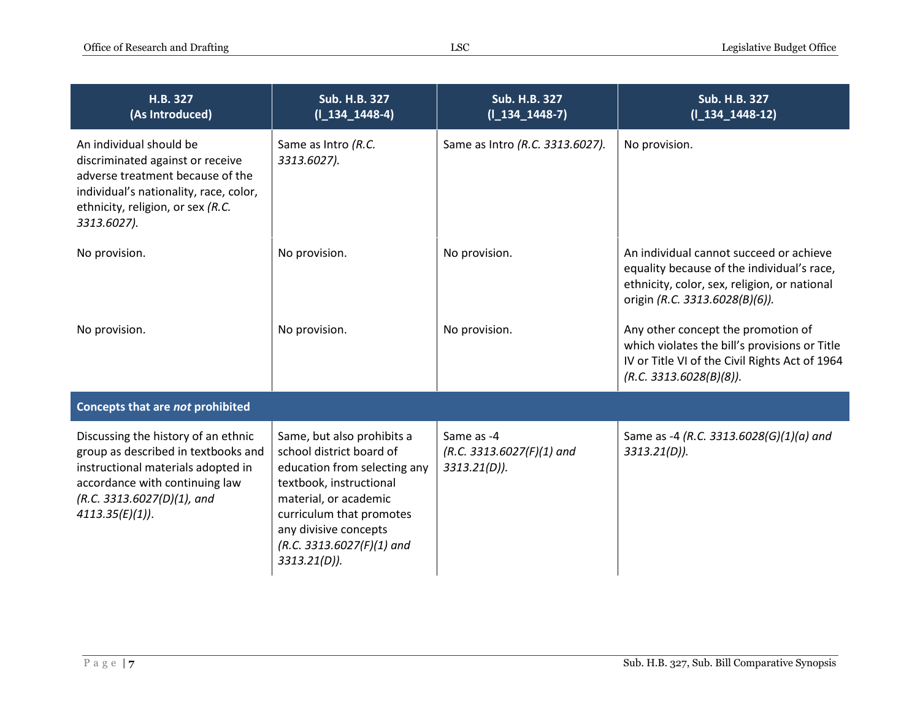| H.B. 327 (As Introduced) | Sub. H.B. 327 (l_134_1448-4) | Sub. H.B. 327 (l_134_1448-7) | Sub. H.B. 327 (l_134_1448-12) |
|---|---|---|---|
| An individual should be discriminated against or receive adverse treatment because of the individual's nationality, race, color, ethnicity, religion, or sex *(R.C. 3313.6027).* | Same as Intro *(R.C. 3313.6027).* | Same as Intro *(R.C. 3313.6027).* | No provision. |
| No provision. | No provision. | No provision. | An individual cannot succeed or achieve equality because of the individual's race, ethnicity, color, sex, religion, or national origin *(R.C. 3313.6028(B)(6)).* |
| No provision. | No provision. | No provision. | Any other concept the promotion of which violates the bill's provisions or Title IV or Title VI of the Civil Rights Act of 1964 *(R.C. 3313.6028(B)(8)).* |
| **Concepts that are *not* prohibited** | | | |
| Discussing the history of an ethnic group as described in textbooks and instructional materials adopted in accordance with continuing law *(R.C. 3313.6027(D)(1), and 4113.35(E)(1))*. | Same, but also prohibits a school district board of education from selecting any textbook, instructional material, or academic curriculum that promotes any divisive concepts *(R.C. 3313.6027(F)(1) and 3313.21(D)).* | Same as -4 *(R.C. 3313.6027(F)(1) and 3313.21(D)).* | Same as -4 *(R.C. 3313.6028(G)(1)(a) and 3313.21(D)).* |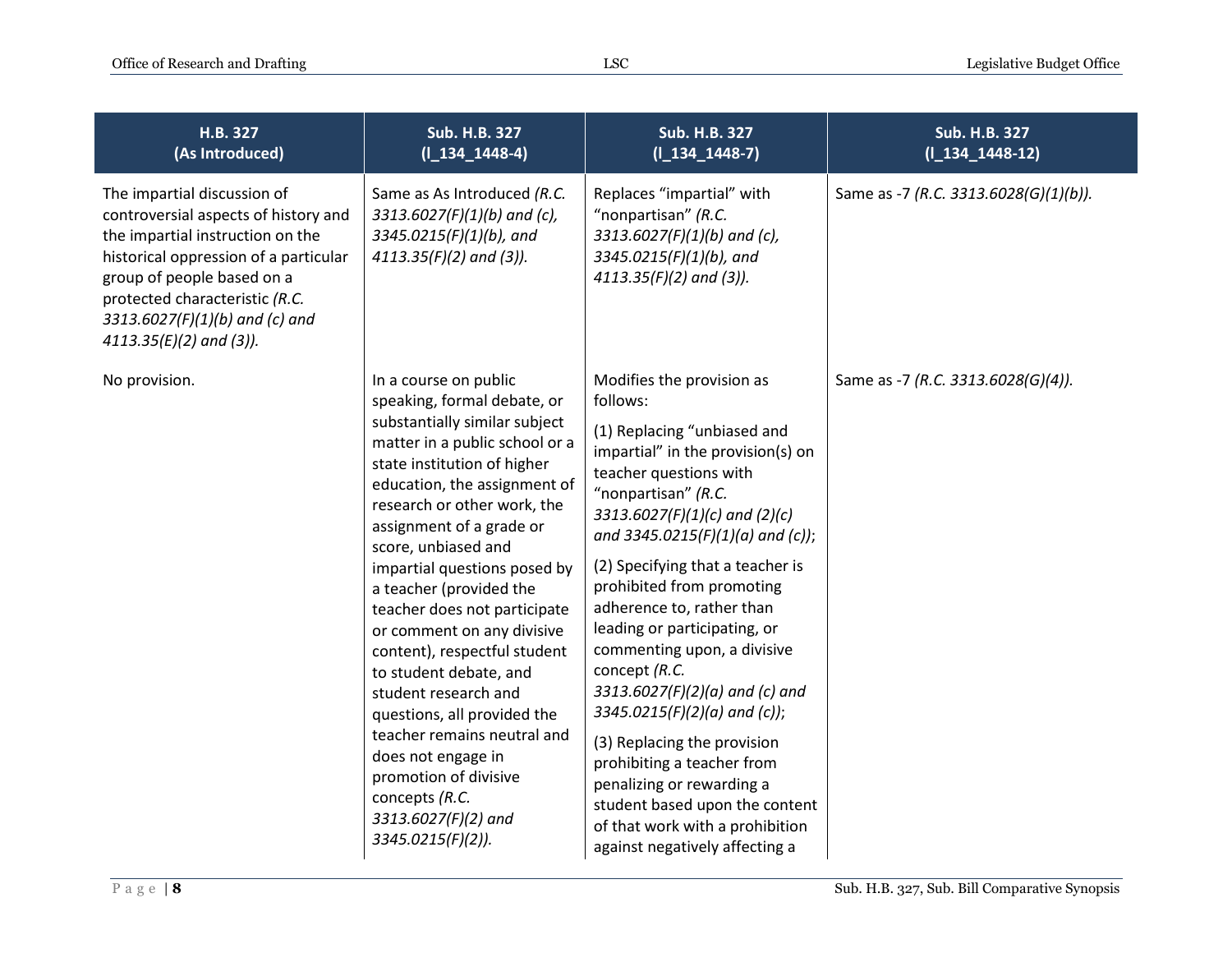| H.B. 327 (As Introduced) | Sub. H.B. 327 (l_134_1448-4) | Sub. H.B. 327 (l_134_1448-7) | Sub. H.B. 327 (l_134_1448-12) |
|---|---|---|---|
| The impartial discussion of controversial aspects of history and the impartial instruction on the historical oppression of a particular group of people based on a protected characteristic *(R.C. 3313.6027(F)(1)(b) and (c) and 4113.35(E)(2) and (3)).* | Same as As Introduced *(R.C. 3313.6027(F)(1)(b) and (c), 3345.0215(F)(1)(b), and 4113.35(F)(2) and (3)).* | Replaces "impartial" with "nonpartisan" *(R.C. 3313.6027(F)(1)(b) and (c), 3345.0215(F)(1)(b), and 4113.35(F)(2) and (3)).* | Same as -7 *(R.C. 3313.6028(G)(1)(b)).* |
| No provision. | In a course on public speaking, formal debate, or substantially similar subject matter in a public school or a state institution of higher education, the assignment of research or other work, the assignment of a grade or score, unbiased and impartial questions posed by a teacher (provided the teacher does not participate or comment on any divisive content), respectful student to student debate, and student research and questions, all provided the teacher remains neutral and does not engage in promotion of divisive concepts *(R.C. 3313.6027(F)(2) and 3345.0215(F)(2)).* | Modifies the provision as follows:<br><br>(1) Replacing "unbiased and impartial" in the provision(s) on teacher questions with "nonpartisan" *(R.C. 3313.6027(F)(1)(c) and (2)(c) and 3345.0215(F)(1)(a) and (c))*;<br><br>(2) Specifying that a teacher is prohibited from promoting adherence to, rather than leading or participating, or commenting upon, a divisive concept *(R.C. 3313.6027(F)(2)(a) and (c) and 3345.0215(F)(2)(a) and (c))*;<br><br>(3) Replacing the provision prohibiting a teacher from penalizing or rewarding a student based upon the content of that work with a prohibition against negatively affecting a | Same as -7 *(R.C. 3313.6028(G)(4)).* |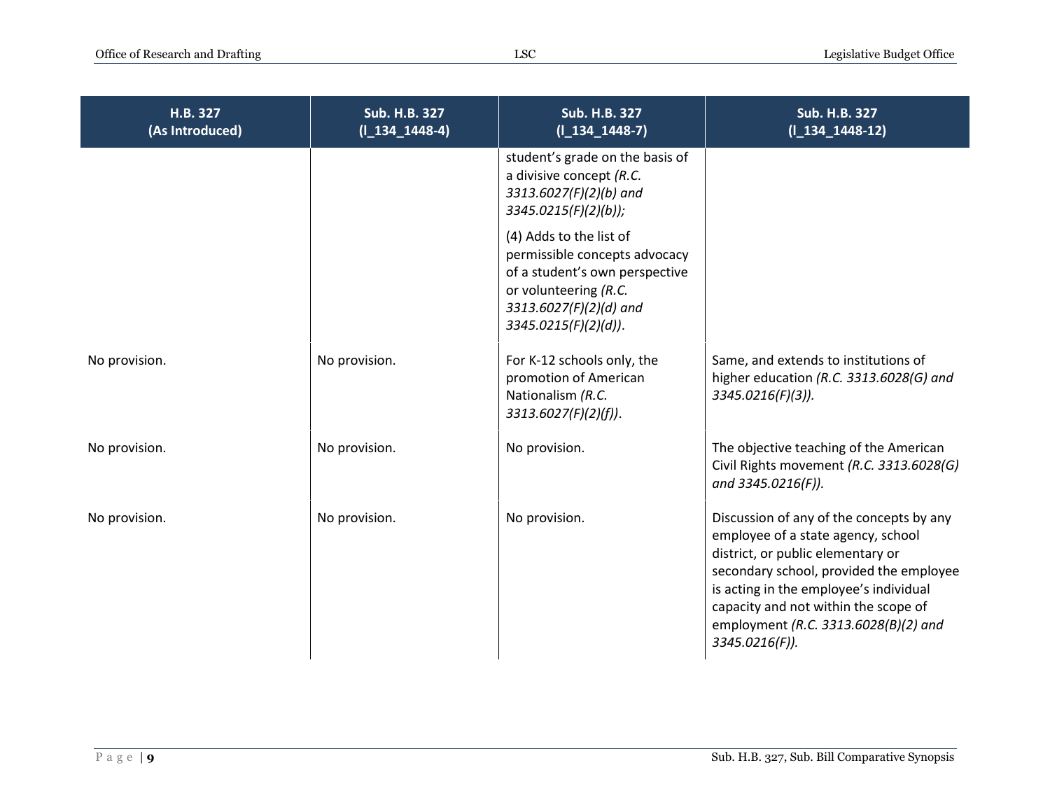| H.B. 327 (As Introduced) | Sub. H.B. 327 (I_134_1448-4) | Sub. H.B. 327 (I_134_1448-7) | Sub. H.B. 327 (I_134_1448-12) |
|---|---|---|---|
| | | student's grade on the basis of a divisive concept *(R.C. 3313.6027(F)(2)(b) and 3345.0215(F)(2)(b));*<br><br>(4) Adds to the list of permissible concepts advocacy of a student's own perspective or volunteering *(R.C. 3313.6027(F)(2)(d) and 3345.0215(F)(2)(d))*. | |
| No provision. | No provision. | For K-12 schools only, the promotion of American Nationalism *(R.C. 3313.6027(F)(2)(f))*. | Same, and extends to institutions of higher education *(R.C. 3313.6028(G) and 3345.0216(F)(3)).* |
| No provision. | No provision. | No provision. | The objective teaching of the American Civil Rights movement *(R.C. 3313.6028(G) and 3345.0216(F)).* |
| No provision. | No provision. | No provision. | Discussion of any of the concepts by any employee of a state agency, school district, or public elementary or secondary school, provided the employee is acting in the employee's individual capacity and not within the scope of employment *(R.C. 3313.6028(B)(2) and 3345.0216(F)).* |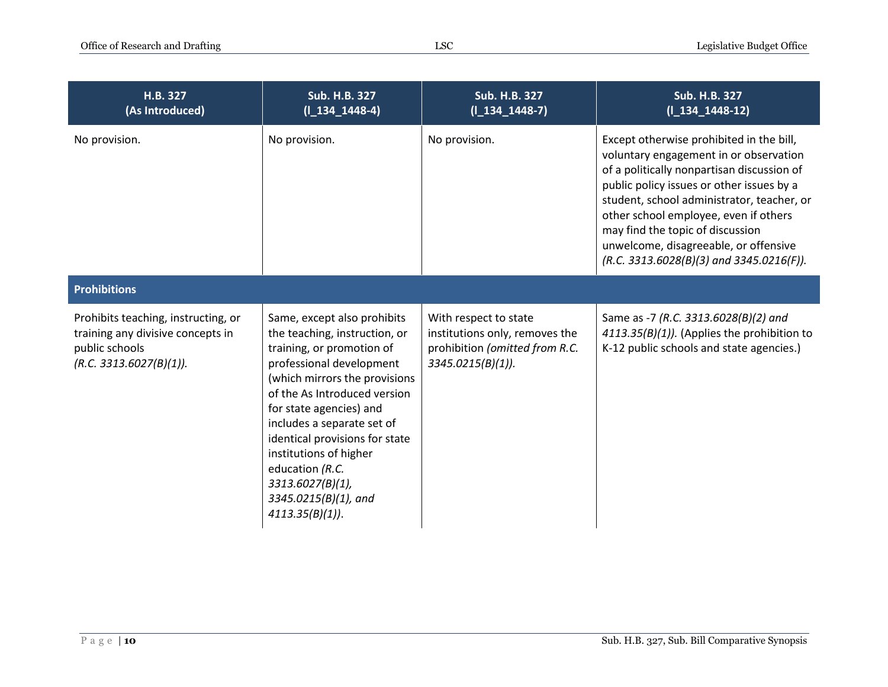| H.B. 327 (As Introduced) | Sub. H.B. 327 (l_134_1448-4) | Sub. H.B. 327 (l_134_1448-7) | Sub. H.B. 327 (l_134_1448-12) |
|---|---|---|---|
| No provision. | No provision. | No provision. | Except otherwise prohibited in the bill, voluntary engagement in or observation of a politically nonpartisan discussion of public policy issues or other issues by a student, school administrator, teacher, or other school employee, even if others may find the topic of discussion unwelcome, disagreeable, or offensive *(R.C. 3313.6028(B)(3) and 3345.0216(F)).* |
| **Prohibitions** | | | |
| Prohibits teaching, instructing, or training any divisive concepts in public schools *(R.C. 3313.6027(B)(1)).* | Same, except also prohibits the teaching, instruction, or training, or promotion of professional development (which mirrors the provisions of the As Introduced version for state agencies) and includes a separate set of identical provisions for state institutions of higher education *(R.C. 3313.6027(B)(1), 3345.0215(B)(1), and 4113.35(B)(1))*. | With respect to state institutions only, removes the prohibition *(omitted from R.C. 3345.0215(B)(1)).* | Same as -7 *(R.C. 3313.6028(B)(2) and 4113.35(B)(1)).* (Applies the prohibition to K-12 public schools and state agencies.) |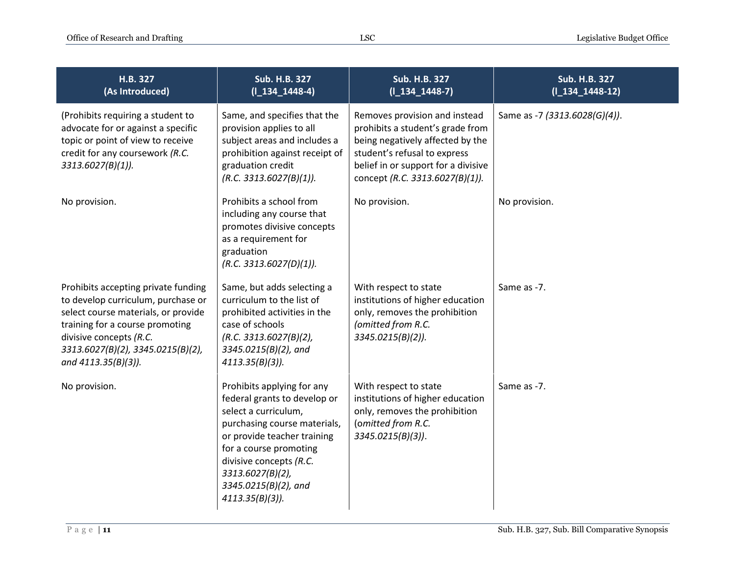| H.B. 327 (As Introduced) | Sub. H.B. 327 (I_134_1448-4) | Sub. H.B. 327 (I_134_1448-7) | Sub. H.B. 327 (I_134_1448-12) |
|---|---|---|---|
| (Prohibits requiring a student to advocate for or against a specific topic or point of view to receive credit for any coursework *(R.C. 3313.6027(B)(1)).* | Same, and specifies that the provision applies to all subject areas and includes a prohibition against receipt of graduation credit *(R.C. 3313.6027(B)(1)).* | Removes provision and instead prohibits a student's grade from being negatively affected by the student's refusal to express belief in or support for a divisive concept *(R.C. 3313.6027(B)(1)).* | Same as -7 *(3313.6028(G)(4))*. |
| No provision. | Prohibits a school from including any course that promotes divisive concepts as a requirement for graduation *(R.C. 3313.6027(D)(1)).* | No provision. | No provision. |
| Prohibits accepting private funding to develop curriculum, purchase or select course materials, or provide training for a course promoting divisive concepts *(R.C. 3313.6027(B)(2), 3345.0215(B)(2), and 4113.35(B)(3)).* | Same, but adds selecting a curriculum to the list of prohibited activities in the case of schools *(R.C. 3313.6027(B)(2), 3345.0215(B)(2), and 4113.35(B)(3)).* | With respect to state institutions of higher education only, removes the prohibition *(omitted from R.C. 3345.0215(B)(2)).* | Same as -7. |
| No provision. | Prohibits applying for any federal grants to develop or select a curriculum, purchasing course materials, or provide teacher training for a course promoting divisive concepts *(R.C. 3313.6027(B)(2), 3345.0215(B)(2), and 4113.35(B)(3)).* | With respect to state institutions of higher education only, removes the prohibition (*omitted from R.C. 3345.0215(B)(3))*. | Same as -7. |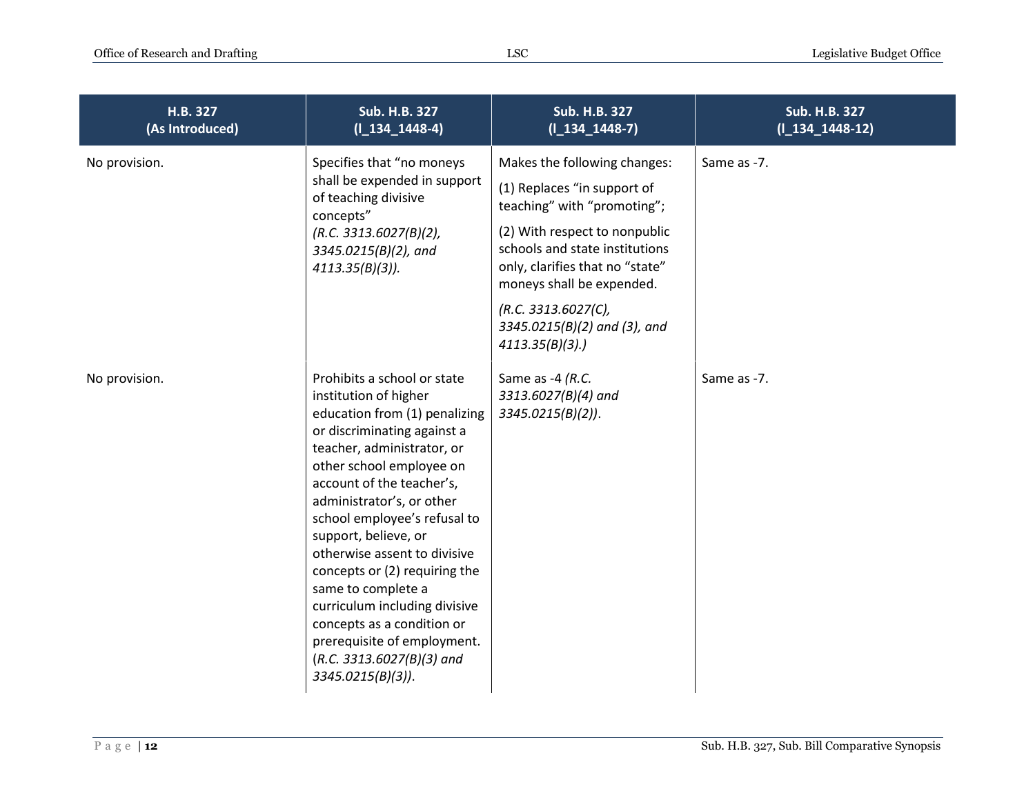| H.B. 327 (As Introduced) | Sub. H.B. 327 (l_134_1448-4) | Sub. H.B. 327 (l_134_1448-7) | Sub. H.B. 327 (l_134_1448-12) |
|---|---|---|---|
| No provision. | Specifies that "no moneys shall be expended in support of teaching divisive concepts" *(R.C. 3313.6027(B)(2), 3345.0215(B)(2), and 4113.35(B)(3)).* | Makes the following changes:<br><br>(1) Replaces "in support of teaching" with "promoting";<br><br>(2) With respect to nonpublic schools and state institutions only, clarifies that no "state" moneys shall be expended.<br><br>*(R.C. 3313.6027(C), 3345.0215(B)(2) and (3), and 4113.35(B)(3).)* | Same as -7. |
| No provision. | Prohibits a school or state institution of higher education from (1) penalizing or discriminating against a teacher, administrator, or other school employee on account of the teacher's, administrator's, or other school employee's refusal to support, believe, or otherwise assent to divisive concepts or (2) requiring the same to complete a curriculum including divisive concepts as a condition or prerequisite of employment. (*R.C. 3313.6027(B)(3) and 3345.0215(B)(3)*). | Same as -4 *(R.C. 3313.6027(B)(4) and 3345.0215(B)(2))*. | Same as -7. |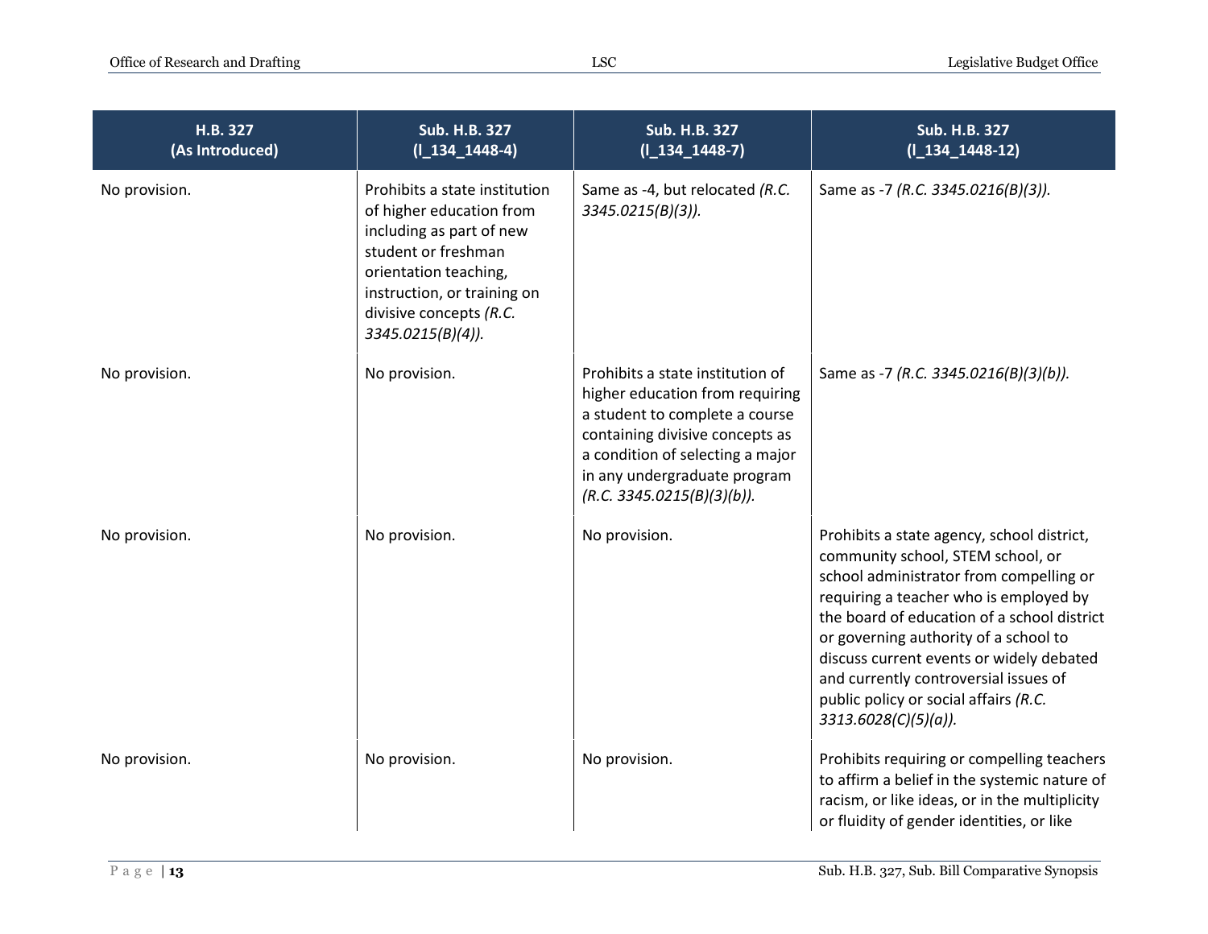| H.B. 327 (As Introduced) | Sub. H.B. 327 (I_134_1448-4) | Sub. H.B. 327 (I_134_1448-7) | Sub. H.B. 327 (I_134_1448-12) |
|---|---|---|---|
| No provision. | Prohibits a state institution of higher education from including as part of new student or freshman orientation teaching, instruction, or training on divisive concepts *(R.C. 3345.0215(B)(4)).* | Same as -4, but relocated *(R.C. 3345.0215(B)(3)).* | Same as -7 *(R.C. 3345.0216(B)(3)).* |
| No provision. | No provision. | Prohibits a state institution of higher education from requiring a student to complete a course containing divisive concepts as a condition of selecting a major in any undergraduate program *(R.C. 3345.0215(B)(3)(b)).* | Same as -7 *(R.C. 3345.0216(B)(3)(b)).* |
| No provision. | No provision. | No provision. | Prohibits a state agency, school district, community school, STEM school, or school administrator from compelling or requiring a teacher who is employed by the board of education of a school district or governing authority of a school to discuss current events or widely debated and currently controversial issues of public policy or social affairs *(R.C. 3313.6028(C)(5)(a)).* |
| No provision. | No provision. | No provision. | Prohibits requiring or compelling teachers to affirm a belief in the systemic nature of racism, or like ideas, or in the multiplicity or fluidity of gender identities, or like |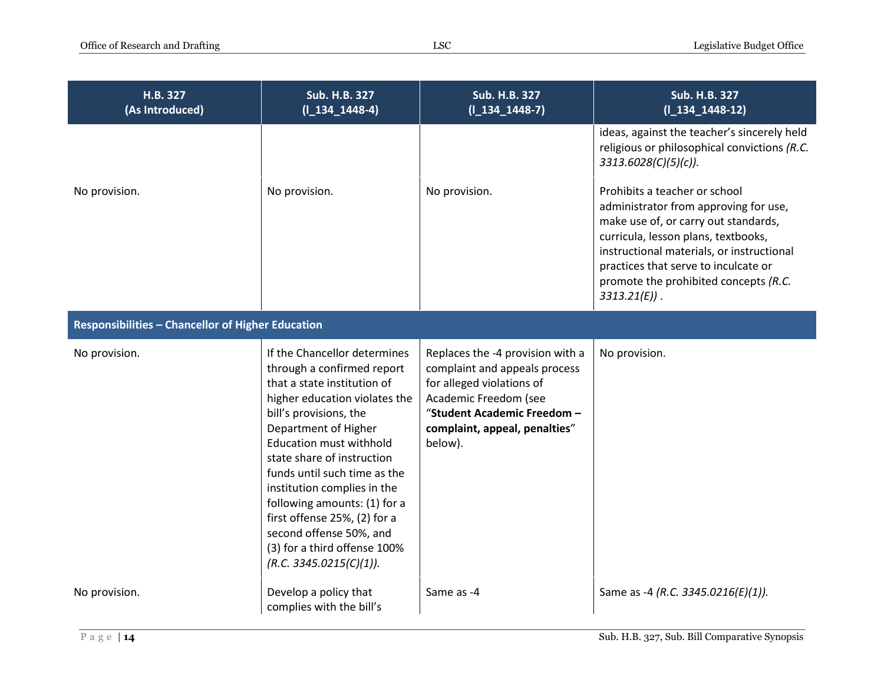| H.B. 327 (As Introduced) | Sub. H.B. 327 (l_134_1448-4) | Sub. H.B. 327 (l_134_1448-7) | Sub. H.B. 327 (l_134_1448-12) |
|---|---|---|---|
| | | | ideas, against the teacher's sincerely held religious or philosophical convictions *(R.C. 3313.6028(C)(5)(c))*. |
| No provision. | No provision. | No provision. | Prohibits a teacher or school administrator from approving for use, make use of, or carry out standards, curricula, lesson plans, textbooks, instructional materials, or instructional practices that serve to inculcate or promote the prohibited concepts *(R.C. 3313.21(E))* . |
| **Responsibilities – Chancellor of Higher Education** | | | |
| No provision. | If the Chancellor determines through a confirmed report that a state institution of higher education violates the bill's provisions, the Department of Higher Education must withhold state share of instruction funds until such time as the institution complies in the following amounts: (1) for a first offense 25%, (2) for a second offense 50%, and (3) for a third offense 100% *(R.C. 3345.0215(C)(1))*. | Replaces the -4 provision with a complaint and appeals process for alleged violations of Academic Freedom (see "**Student Academic Freedom – complaint, appeal, penalties**" below). | No provision. |
| No provision. | Develop a policy that complies with the bill's | Same as -4 | Same as -4 *(R.C. 3345.0216(E)(1))*. |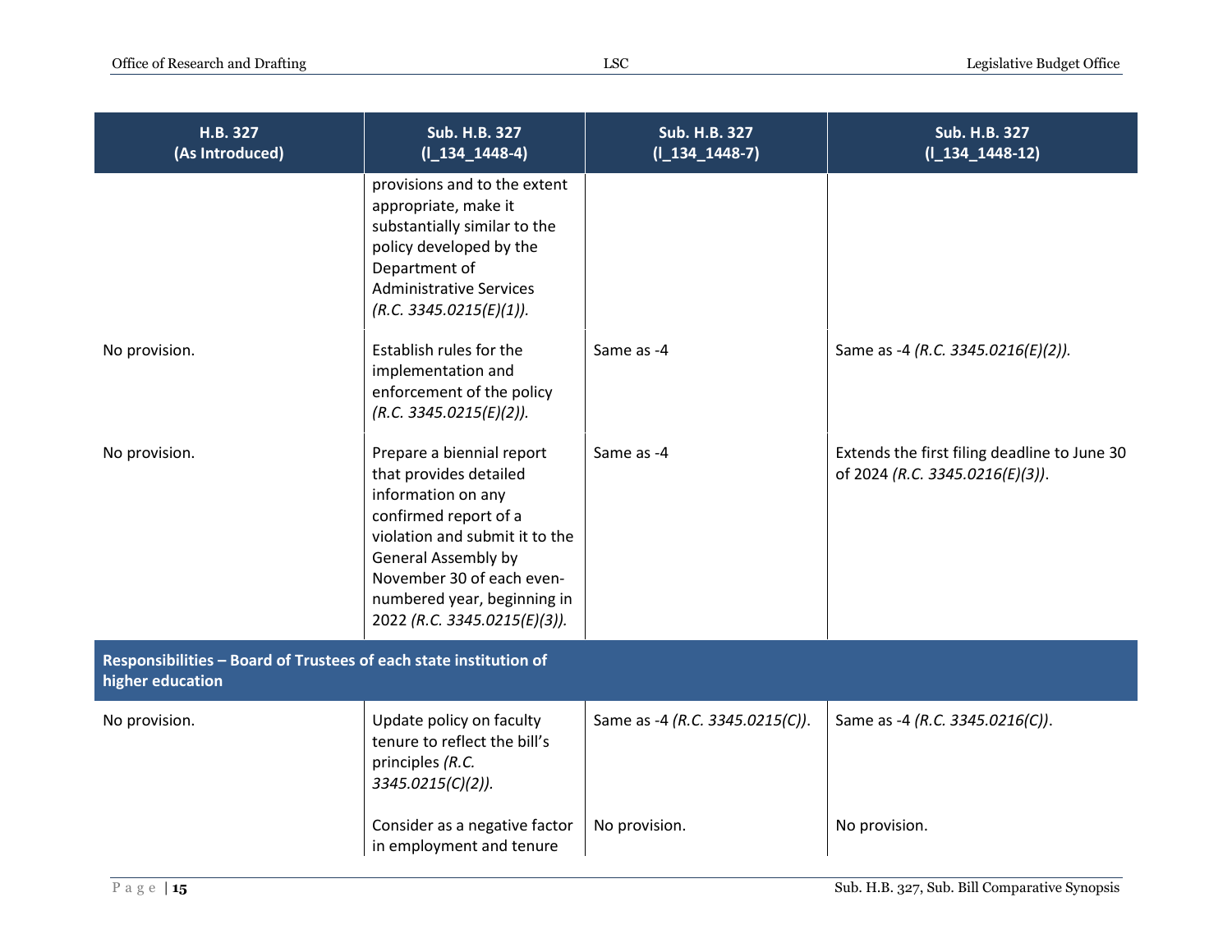| H.B. 327 (As Introduced) | Sub. H.B. 327 (I_134_1448-4) | Sub. H.B. 327 (I_134_1448-7) | Sub. H.B. 327 (I_134_1448-12) |
|---|---|---|---|
| | provisions and to the extent appropriate, make it substantially similar to the policy developed by the Department of Administrative Services *(R.C. 3345.0215(E)(1))*. | | |
| No provision. | Establish rules for the implementation and enforcement of the policy *(R.C. 3345.0215(E)(2))*. | Same as -4 | Same as -4 *(R.C. 3345.0216(E)(2))*. |
| No provision. | Prepare a biennial report that provides detailed information on any confirmed report of a violation and submit it to the General Assembly by November 30 of each even-numbered year, beginning in 2022 *(R.C. 3345.0215(E)(3))*. | Same as -4 | Extends the first filing deadline to June 30 of 2024 *(R.C. 3345.0216(E)(3))*. |
| **Responsibilities – Board of Trustees of each state institution of higher education** | | | |
| No provision. | Update policy on faculty tenure to reflect the bill's principles *(R.C. 3345.0215(C)(2))*. | Same as -4 *(R.C. 3345.0215(C))*. | Same as -4 *(R.C. 3345.0216(C))*. |
| | Consider as a negative factor in employment and tenure | No provision. | No provision. |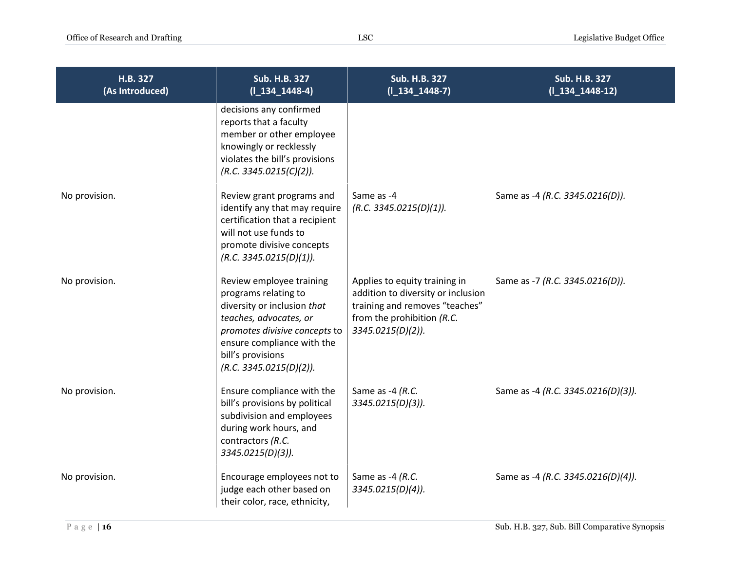| H.B. 327 (As Introduced) | Sub. H.B. 327 (I_134_1448-4) | Sub. H.B. 327 (I_134_1448-7) | Sub. H.B. 327 (I_134_1448-12) |
|---|---|---|---|
| | decisions any confirmed reports that a faculty member or other employee knowingly or recklessly violates the bill's provisions *(R.C. 3345.0215(C)(2)).* | | |
| No provision. | Review grant programs and identify any that may require certification that a recipient will not use funds to promote divisive concepts *(R.C. 3345.0215(D)(1)).* | Same as -4 *(R.C. 3345.0215(D)(1)).* | Same as -4 *(R.C. 3345.0216(D)).* |
| No provision. | Review employee training programs relating to diversity or inclusion *that teaches, advocates, or promotes divisive concepts* to ensure compliance with the bill's provisions *(R.C. 3345.0215(D)(2)).* | Applies to equity training in addition to diversity or inclusion training and removes "teaches" from the prohibition *(R.C. 3345.0215(D)(2)).* | Same as -7 *(R.C. 3345.0216(D)).* |
| No provision. | Ensure compliance with the bill's provisions by political subdivision and employees during work hours, and contractors *(R.C. 3345.0215(D)(3)).* | Same as -4 *(R.C. 3345.0215(D)(3)).* | Same as -4 *(R.C. 3345.0216(D)(3)).* |
| No provision. | Encourage employees not to judge each other based on their color, race, ethnicity, | Same as -4 *(R.C. 3345.0215(D)(4)).* | Same as -4 *(R.C. 3345.0216(D)(4)).* |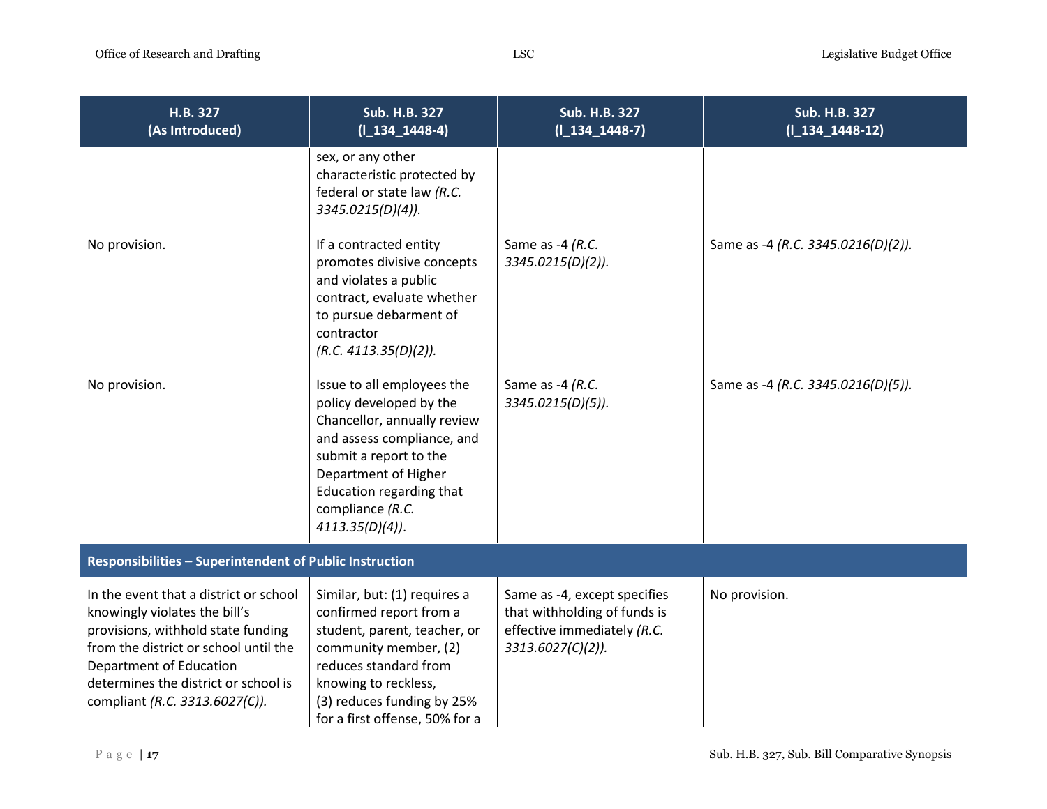| H.B. 327 (As Introduced) | Sub. H.B. 327 (l_134_1448-4) | Sub. H.B. 327 (l_134_1448-7) | Sub. H.B. 327 (l_134_1448-12) |
|---|---|---|---|
| | sex, or any other characteristic protected by federal or state law *(R.C. 3345.0215(D)(4))*. | | |
| No provision. | If a contracted entity promotes divisive concepts and violates a public contract, evaluate whether to pursue debarment of contractor *(R.C. 4113.35(D)(2))*. | Same as -4 *(R.C. 3345.0215(D)(2))*. | Same as -4 *(R.C. 3345.0216(D)(2))*. |
| No provision. | Issue to all employees the policy developed by the Chancellor, annually review and assess compliance, and submit a report to the Department of Higher Education regarding that compliance *(R.C. 4113.35(D)(4))*. | Same as -4 *(R.C. 3345.0215(D)(5))*. | Same as -4 *(R.C. 3345.0216(D)(5))*. |
| **Responsibilities – Superintendent of Public Instruction** | | | |
| In the event that a district or school knowingly violates the bill's provisions, withhold state funding from the district or school until the Department of Education determines the district or school is compliant *(R.C. 3313.6027(C))*. | Similar, but: (1) requires a confirmed report from a student, parent, teacher, or community member, (2) reduces standard from knowing to reckless, (3) reduces funding by 25% for a first offense, 50% for a | Same as -4, except specifies that withholding of funds is effective immediately *(R.C. 3313.6027(C)(2))*. | No provision. |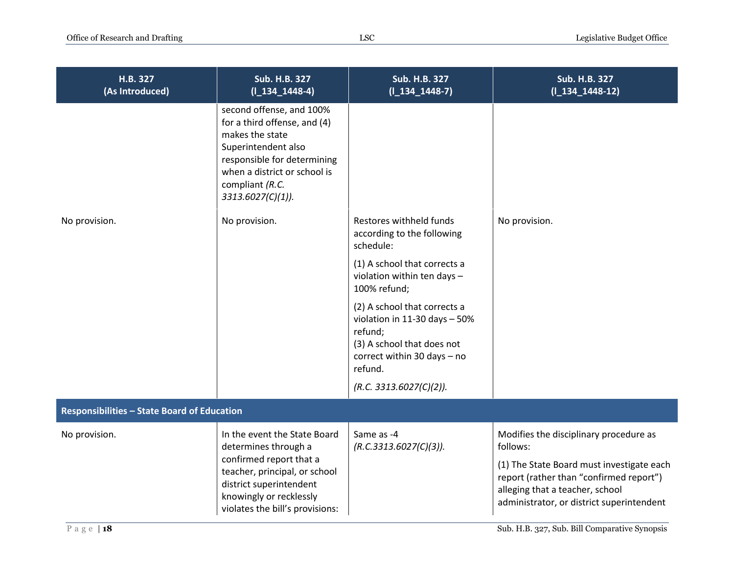| H.B. 327 (As Introduced) | Sub. H.B. 327 (l_134_1448-4) | Sub. H.B. 327 (l_134_1448-7) | Sub. H.B. 327 (l_134_1448-12) |
|---|---|---|---|
| | second offense, and 100% for a third offense, and (4) makes the state Superintendent also responsible for determining when a district or school is compliant *(R.C. 3313.6027(C)(1)).* | | |
| No provision. | No provision. | Restores withheld funds according to the following schedule:<br><br>(1) A school that corrects a violation within ten days – 100% refund;<br><br>(2) A school that corrects a violation in 11-30 days – 50% refund;<br>(3) A school that does not correct within 30 days – no refund.<br><br>*(R.C. 3313.6027(C)(2)).* | No provision. |
| **Responsibilities – State Board of Education** | | | |
| No provision. | In the event the State Board determines through a confirmed report that a teacher, principal, or school district superintendent knowingly or recklessly violates the bill's provisions: | Same as -4 *(R.C.3313.6027(C)(3)).* | Modifies the disciplinary procedure as follows:<br><br>(1) The State Board must investigate each report (rather than "confirmed report") alleging that a teacher, school administrator, or district superintendent |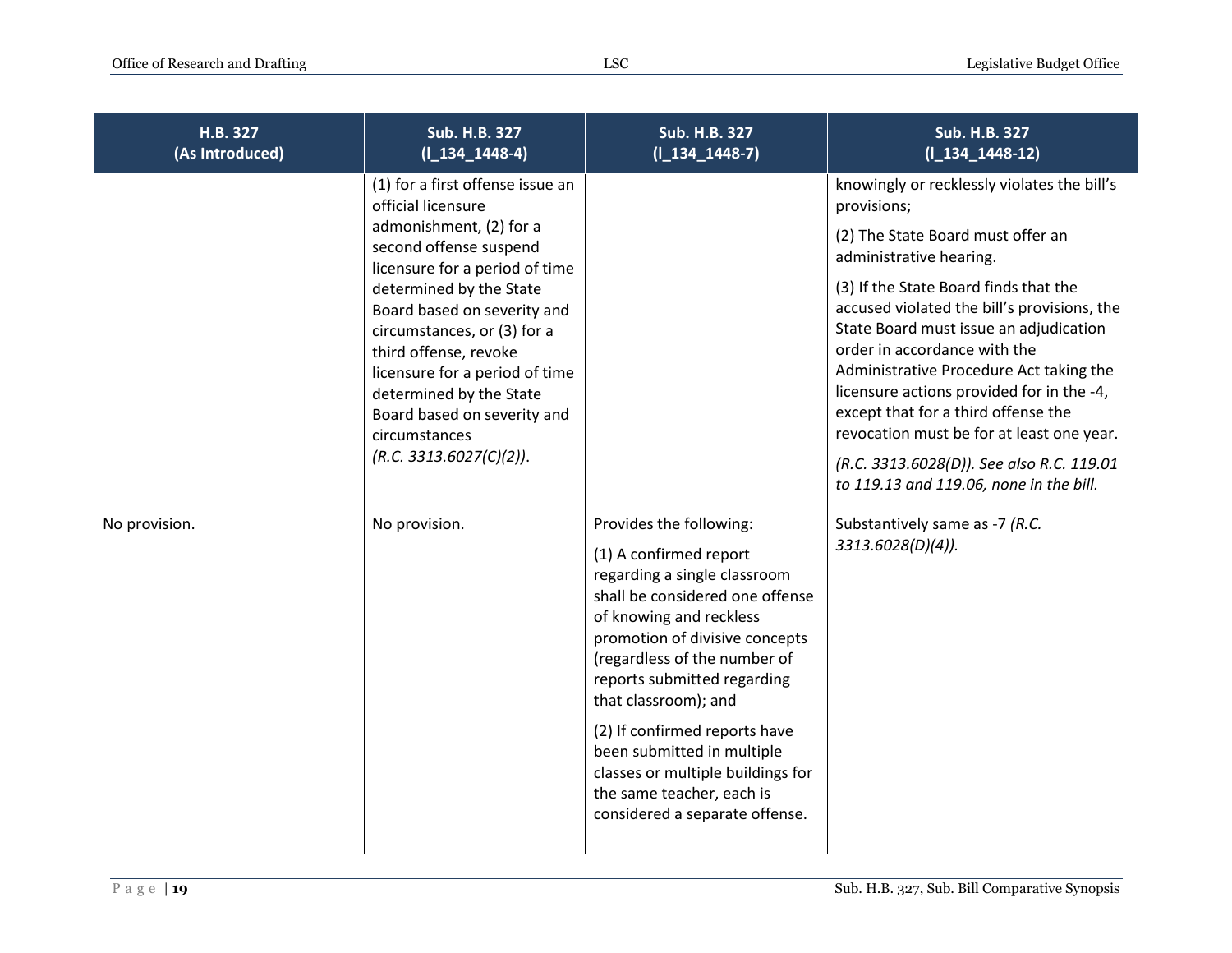| H.B. 327 (As Introduced) | Sub. H.B. 327 (I_134_1448-4) | Sub. H.B. 327 (I_134_1448-7) | Sub. H.B. 327 (I_134_1448-12) |
|---|---|---|---|
| | (1) for a first offense issue an official licensure admonishment, (2) for a second offense suspend licensure for a period of time determined by the State Board based on severity and circumstances, or (3) for a third offense, revoke licensure for a period of time determined by the State Board based on severity and circumstances *(R.C. 3313.6027(C)(2))*. | | knowingly or recklessly violates the bill's provisions;<br><br>(2) The State Board must offer an administrative hearing.<br><br>(3) If the State Board finds that the accused violated the bill's provisions, the State Board must issue an adjudication order in accordance with the Administrative Procedure Act taking the licensure actions provided for in the -4, except that for a third offense the revocation must be for at least one year.<br><br>*(R.C. 3313.6028(D)). See also R.C. 119.01 to 119.13 and 119.06, none in the bill.* |
| No provision. | No provision. | Provides the following:<br><br>(1) A confirmed report regarding a single classroom shall be considered one offense of knowing and reckless promotion of divisive concepts (regardless of the number of reports submitted regarding that classroom); and<br><br>(2) If confirmed reports have been submitted in multiple classes or multiple buildings for the same teacher, each is considered a separate offense. | Substantively same as -7 *(R.C. 3313.6028(D)(4))*. |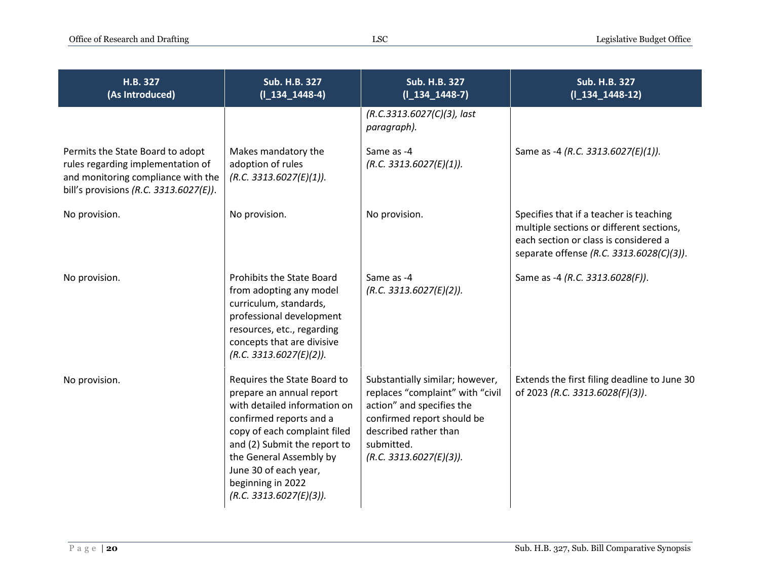| H.B. 327 (As Introduced) | Sub. H.B. 327 (I_134_1448-4) | Sub. H.B. 327 (I_134_1448-7) | Sub. H.B. 327 (I_134_1448-12) |
|---|---|---|---|
| | | *(R.C.3313.6027(C)(3), last paragraph).* | |
| Permits the State Board to adopt rules regarding implementation of and monitoring compliance with the bill's provisions *(R.C. 3313.6027(E))*. | Makes mandatory the adoption of rules *(R.C. 3313.6027(E)(1)).* | Same as -4 *(R.C. 3313.6027(E)(1)).* | Same as -4 *(R.C. 3313.6027(E)(1)).* |
| No provision. | No provision. | No provision. | Specifies that if a teacher is teaching multiple sections or different sections, each section or class is considered a separate offense *(R.C. 3313.6028(C)(3))*. |
| No provision. | Prohibits the State Board from adopting any model curriculum, standards, professional development resources, etc., regarding concepts that are divisive *(R.C. 3313.6027(E)(2)).* | Same as -4 *(R.C. 3313.6027(E)(2)).* | Same as -4 *(R.C. 3313.6028(F))*. |
| No provision. | Requires the State Board to prepare an annual report with detailed information on confirmed reports and a copy of each complaint filed and (2) Submit the report to the General Assembly by June 30 of each year, beginning in 2022 *(R.C. 3313.6027(E)(3)).* | Substantially similar; however, replaces "complaint" with "civil action" and specifies the confirmed report should be described rather than submitted. *(R.C. 3313.6027(E)(3)).* | Extends the first filing deadline to June 30 of 2023 *(R.C. 3313.6028(F)(3))*. |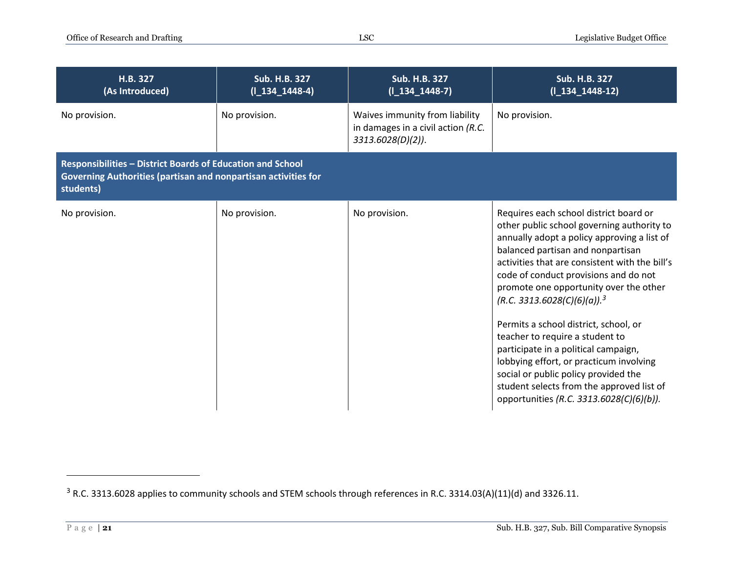| H.B. 327 (As Introduced) | Sub. H.B. 327 (l_134_1448-4) | Sub. H.B. 327 (l_134_1448-7) | Sub. H.B. 327 (l_134_1448-12) |
|---|---|---|---|
| No provision. | No provision. | Waives immunity from liability in damages in a civil action *(R.C. 3313.6028(D)(2))*. | No provision. |
| **Responsibilities – District Boards of Education and School Governing Authorities (partisan and nonpartisan activities for students)** | | | |
| No provision. | No provision. | No provision. | Requires each school district board or other public school governing authority to annually adopt a policy approving a list of balanced partisan and nonpartisan activities that are consistent with the bill's code of conduct provisions and do not promote one opportunity over the other *(R.C. 3313.6028(C)(6)(a)).*[3]<br><br>Permits a school district, school, or teacher to require a student to participate in a political campaign, lobbying effort, or practicum involving social or public policy provided the student selects from the approved list of opportunities *(R.C. 3313.6028(C)(6)(b)).* |

[3] R.C. 3313.6028 applies to community schools and STEM schools through references in R.C. 3314.03(A)(11)(d) and 3326.11.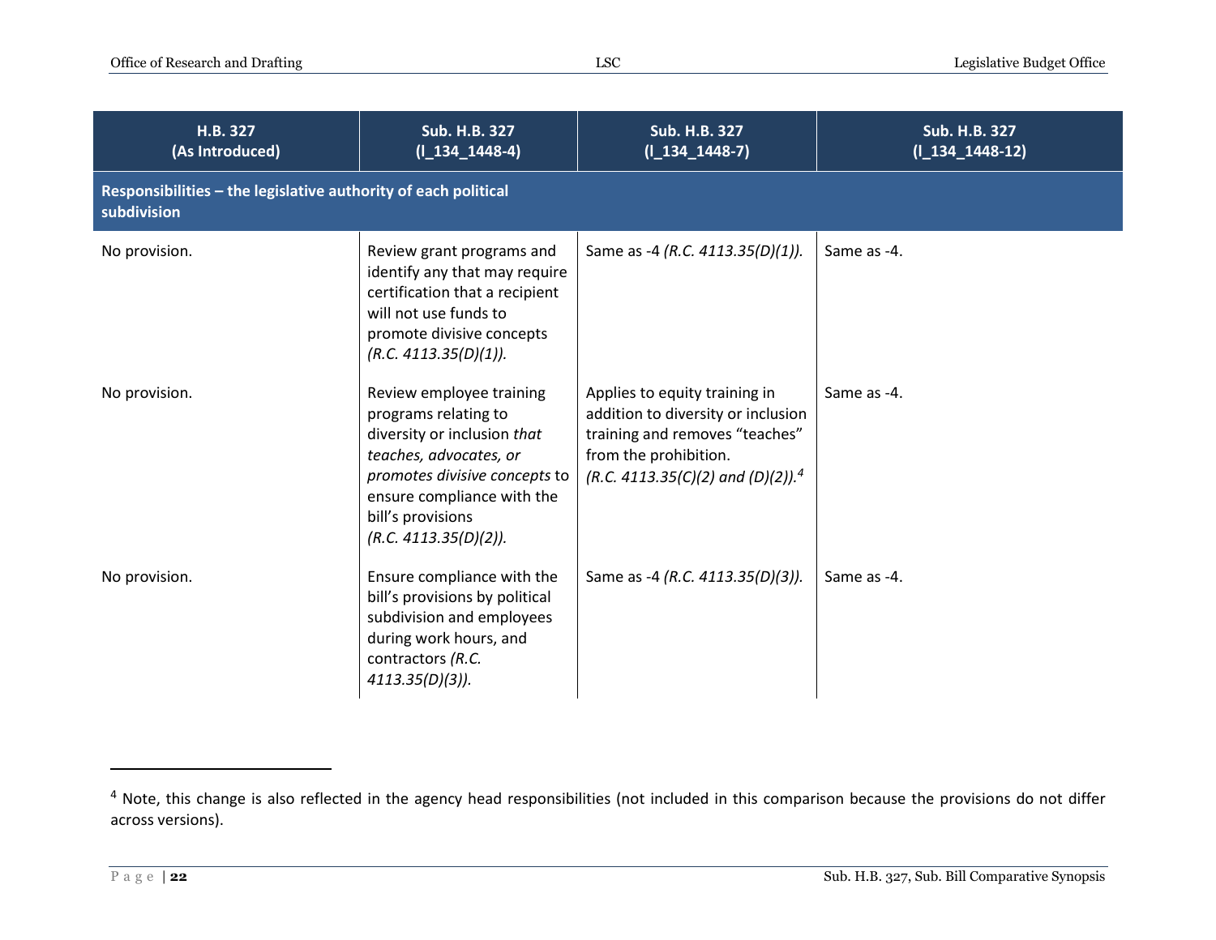| H.B. 327 (As Introduced) | Sub. H.B. 327 (l_134_1448-4) | Sub. H.B. 327 (l_134_1448-7) | Sub. H.B. 327 (l_134_1448-12) |
|---|---|---|---|
| **Responsibilities – the legislative authority of each political subdivision** | | | |
| No provision. | Review grant programs and identify any that may require certification that a recipient will not use funds to promote divisive concepts *(R.C. 4113.35(D)(1))*. | Same as -4 *(R.C. 4113.35(D)(1))*. | Same as -4. |
| No provision. | Review employee training programs relating to diversity or inclusion *that teaches, advocates, or promotes divisive concepts* to ensure compliance with the bill's provisions *(R.C. 4113.35(D)(2))*. | Applies to equity training in addition to diversity or inclusion training and removes "teaches" from the prohibition. *(R.C. 4113.35(C)(2) and (D)(2))*.[4] | Same as -4. |
| No provision. | Ensure compliance with the bill's provisions by political subdivision and employees during work hours, and contractors *(R.C. 4113.35(D)(3))*. | Same as -4 *(R.C. 4113.35(D)(3))*. | Same as -4. |

[4] Note, this change is also reflected in the agency head responsibilities (not included in this comparison because the provisions do not differ across versions).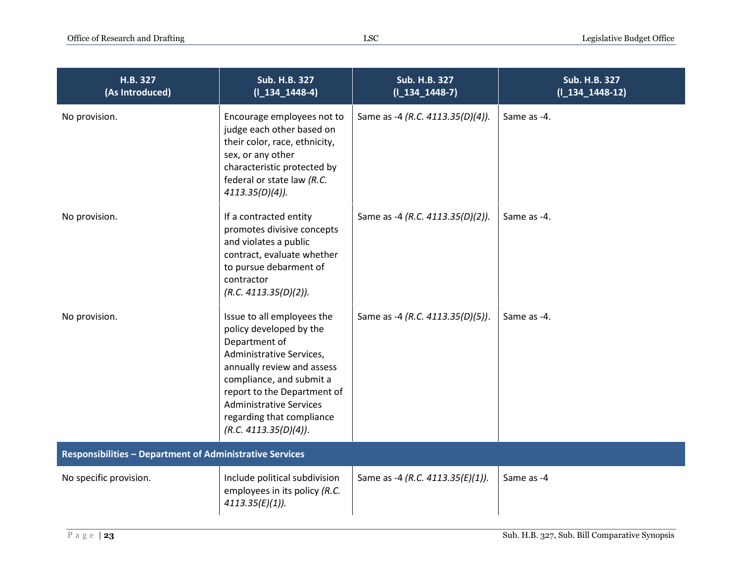| H.B. 327 (As Introduced) | Sub. H.B. 327 (I_134_1448-4) | Sub. H.B. 327 (I_134_1448-7) | Sub. H.B. 327 (I_134_1448-12) |
|---|---|---|---|
| No provision. | Encourage employees not to judge each other based on their color, race, ethnicity, sex, or any other characteristic protected by federal or state law *(R.C. 4113.35(D)(4))*. | Same as -4 *(R.C. 4113.35(D)(4))*. | Same as -4. |
| No provision. | If a contracted entity promotes divisive concepts and violates a public contract, evaluate whether to pursue debarment of contractor *(R.C. 4113.35(D)(2))*. | Same as -4 *(R.C. 4113.35(D)(2))*. | Same as -4. |
| No provision. | Issue to all employees the policy developed by the Department of Administrative Services, annually review and assess compliance, and submit a report to the Department of Administrative Services regarding that compliance *(R.C. 4113.35(D)(4))*. | Same as -4 *(R.C. 4113.35(D)(5))*. | Same as -4. |
| **Responsibilities – Department of Administrative Services** | | | |
| No specific provision. | Include political subdivision employees in its policy *(R.C. 4113.35(E)(1))*. | Same as -4 *(R.C. 4113.35(E)(1))*. | Same as -4 |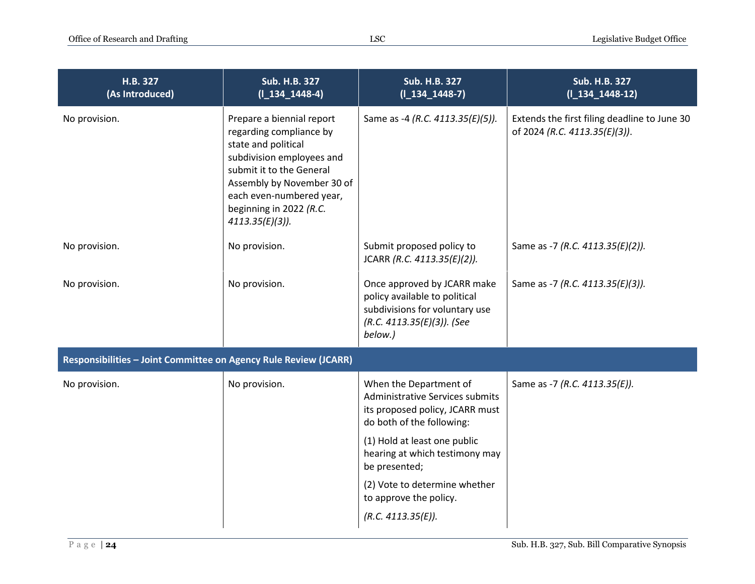| H.B. 327 (As Introduced) | Sub. H.B. 327 (l_134_1448-4) | Sub. H.B. 327 (l_134_1448-7) | Sub. H.B. 327 (l_134_1448-12) |
|---|---|---|---|
| No provision. | Prepare a biennial report regarding compliance by state and political subdivision employees and submit it to the General Assembly by November 30 of each even-numbered year, beginning in 2022 *(R.C. 4113.35(E)(3)).* | Same as -4 *(R.C. 4113.35(E)(5)).* | Extends the first filing deadline to June 30 of 2024 *(R.C. 4113.35(E)(3)).* |
| No provision. | No provision. | Submit proposed policy to JCARR *(R.C. 4113.35(E)(2)).* | Same as -7 *(R.C. 4113.35(E)(2)).* |
| No provision. | No provision. | Once approved by JCARR make policy available to political subdivisions for voluntary use *(R.C. 4113.35(E)(3)). (See below.)* | Same as -7 *(R.C. 4113.35(E)(3)).* |
| **Responsibilities – Joint Committee on Agency Rule Review (JCARR)** | | | |
| No provision. | No provision. | When the Department of Administrative Services submits its proposed policy, JCARR must do both of the following:<br>(1) Hold at least one public hearing at which testimony may be presented;<br>(2) Vote to determine whether to approve the policy.<br>*(R.C. 4113.35(E)).* | Same as -7 *(R.C. 4113.35(E)).* |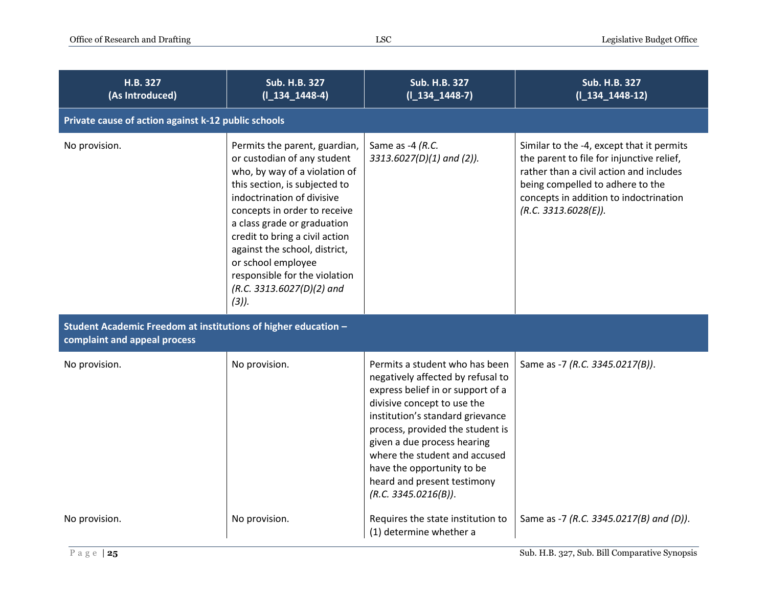| H.B. 327 (As Introduced) | Sub. H.B. 327 (l_134_1448-4) | Sub. H.B. 327 (l_134_1448-7) | Sub. H.B. 327 (l_134_1448-12) |
|---|---|---|---|
| **Private cause of action against k-12 public schools** | | | |
| No provision. | Permits the parent, guardian, or custodian of any student who, by way of a violation of this section, is subjected to indoctrination of divisive concepts in order to receive a class grade or graduation credit to bring a civil action against the school, district, or school employee responsible for the violation *(R.C. 3313.6027(D)(2) and (3))*. | Same as -4 *(R.C. 3313.6027(D)(1) and (2))*. | Similar to the -4, except that it permits the parent to file for injunctive relief, rather than a civil action and includes being compelled to adhere to the concepts in addition to indoctrination *(R.C. 3313.6028(E))*. |
| **Student Academic Freedom at institutions of higher education – complaint and appeal process** | | | |
| No provision. | No provision. | Permits a student who has been negatively affected by refusal to express belief in or support of a divisive concept to use the institution's standard grievance process, provided the student is given a due process hearing where the student and accused have the opportunity to be heard and present testimony *(R.C. 3345.0216(B))*. | Same as -7 *(R.C. 3345.0217(B))*. |
| No provision. | No provision. | Requires the state institution to (1) determine whether a | Same as -7 *(R.C. 3345.0217(B) and (D))*. |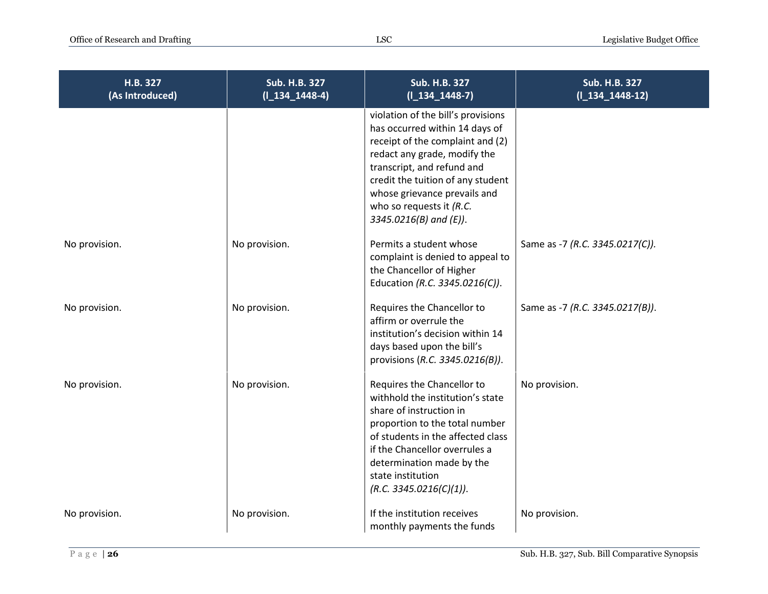| H.B. 327 (As Introduced) | Sub. H.B. 327 (I_134_1448-4) | Sub. H.B. 327 (I_134_1448-7) | Sub. H.B. 327 (I_134_1448-12) |
|---|---|---|---|
| | | violation of the bill's provisions has occurred within 14 days of receipt of the complaint and (2) redact any grade, modify the transcript, and refund and credit the tuition of any student whose grievance prevails and who so requests it *(R.C. 3345.0216(B) and (E))*. | |
| No provision. | No provision. | Permits a student whose complaint is denied to appeal to the Chancellor of Higher Education *(R.C. 3345.0216(C))*. | Same as -7 *(R.C. 3345.0217(C))*. |
| No provision. | No provision. | Requires the Chancellor to affirm or overrule the institution's decision within 14 days based upon the bill's provisions (*R.C. 3345.0216(B))*. | Same as -7 *(R.C. 3345.0217(B))*. |
| No provision. | No provision. | Requires the Chancellor to withhold the institution's state share of instruction in proportion to the total number of students in the affected class if the Chancellor overrules a determination made by the state institution *(R.C. 3345.0216(C)(1))*. | No provision. |
| No provision. | No provision. | If the institution receives monthly payments the funds | No provision. |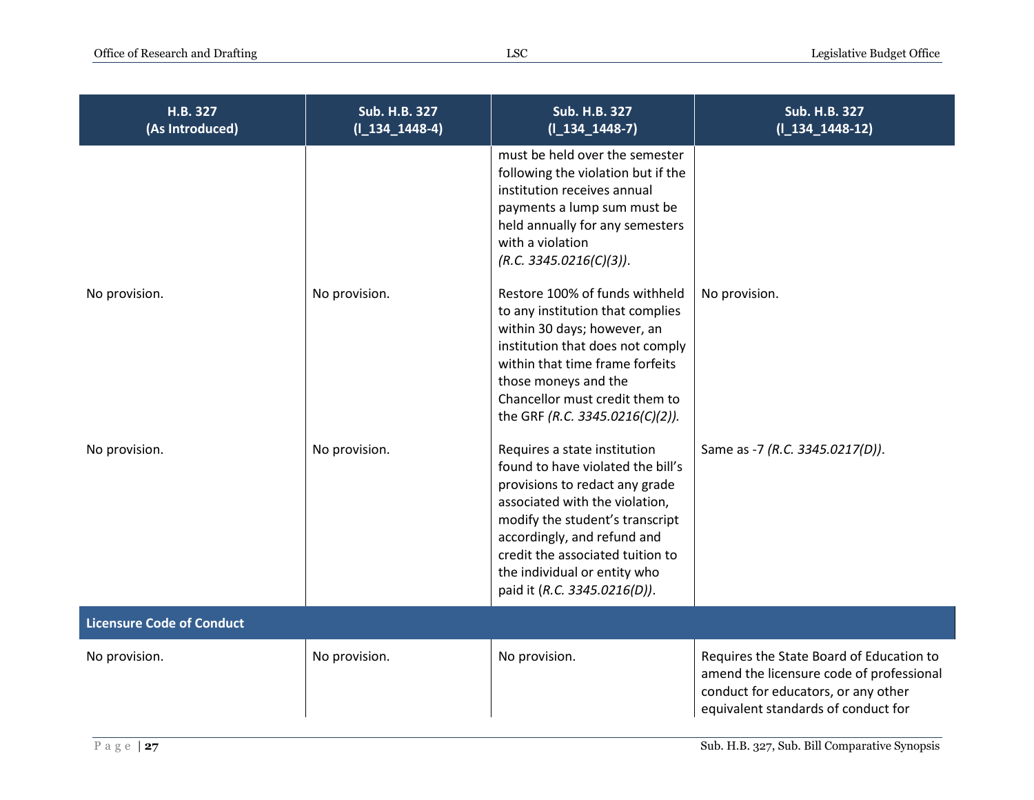| H.B. 327 (As Introduced) | Sub. H.B. 327 (l_134_1448-4) | Sub. H.B. 327 (l_134_1448-7) | Sub. H.B. 327 (l_134_1448-12) |
|---|---|---|---|
| | | must be held over the semester following the violation but if the institution receives annual payments a lump sum must be held annually for any semesters with a violation *(R.C. 3345.0216(C)(3))*. | |
| No provision. | No provision. | Restore 100% of funds withheld to any institution that complies within 30 days; however, an institution that does not comply within that time frame forfeits those moneys and the Chancellor must credit them to the GRF *(R.C. 3345.0216(C)(2))*. | No provision. |
| No provision. | No provision. | Requires a state institution found to have violated the bill's provisions to redact any grade associated with the violation, modify the student's transcript accordingly, and refund and credit the associated tuition to the individual or entity who paid it (*R.C. 3345.0216(D))*. | Same as -7 *(R.C. 3345.0217(D))*. |
| **Licensure Code of Conduct** | | | |
| No provision. | No provision. | No provision. | Requires the State Board of Education to amend the licensure code of professional conduct for educators, or any other equivalent standards of conduct for |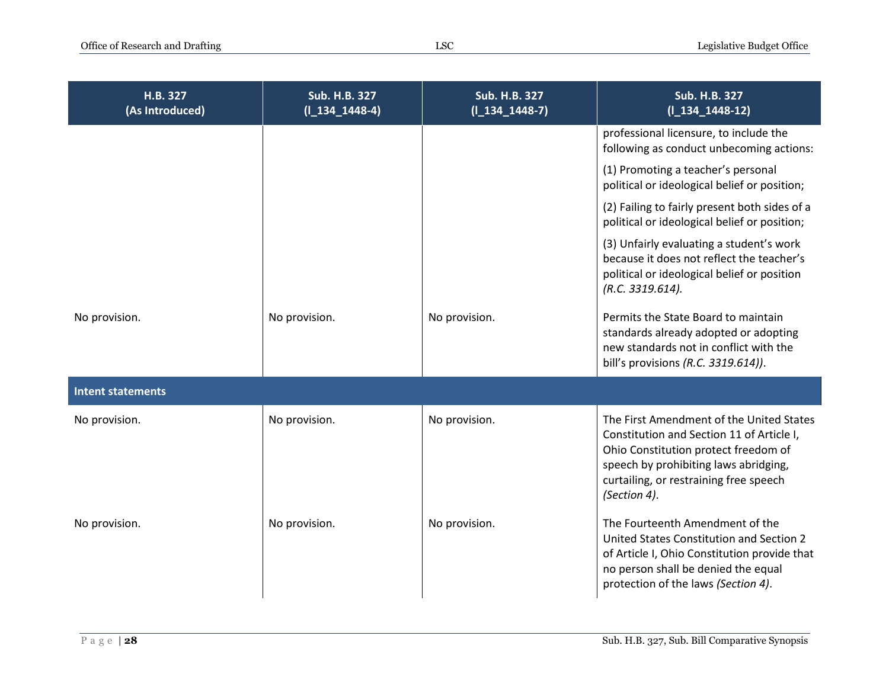| H.B. 327 (As Introduced) | Sub. H.B. 327 (l_134_1448-4) | Sub. H.B. 327 (l_134_1448-7) | Sub. H.B. 327 (l_134_1448-12) |
|---|---|---|---|
| | | | professional licensure, to include the following as conduct unbecoming actions:<br><br>(1) Promoting a teacher's personal political or ideological belief or position;<br><br>(2) Failing to fairly present both sides of a political or ideological belief or position;<br><br>(3) Unfairly evaluating a student's work because it does not reflect the teacher's political or ideological belief or position *(R.C. 3319.614).* |
| No provision. | No provision. | No provision. | Permits the State Board to maintain standards already adopted or adopting new standards not in conflict with the bill's provisions *(R.C. 3319.614))*. |
| **Intent statements** | | | |
| No provision. | No provision. | No provision. | The First Amendment of the United States Constitution and Section 11 of Article I, Ohio Constitution protect freedom of speech by prohibiting laws abridging, curtailing, or restraining free speech *(Section 4)*. |
| No provision. | No provision. | No provision. | The Fourteenth Amendment of the United States Constitution and Section 2 of Article I, Ohio Constitution provide that no person shall be denied the equal protection of the laws *(Section 4)*. |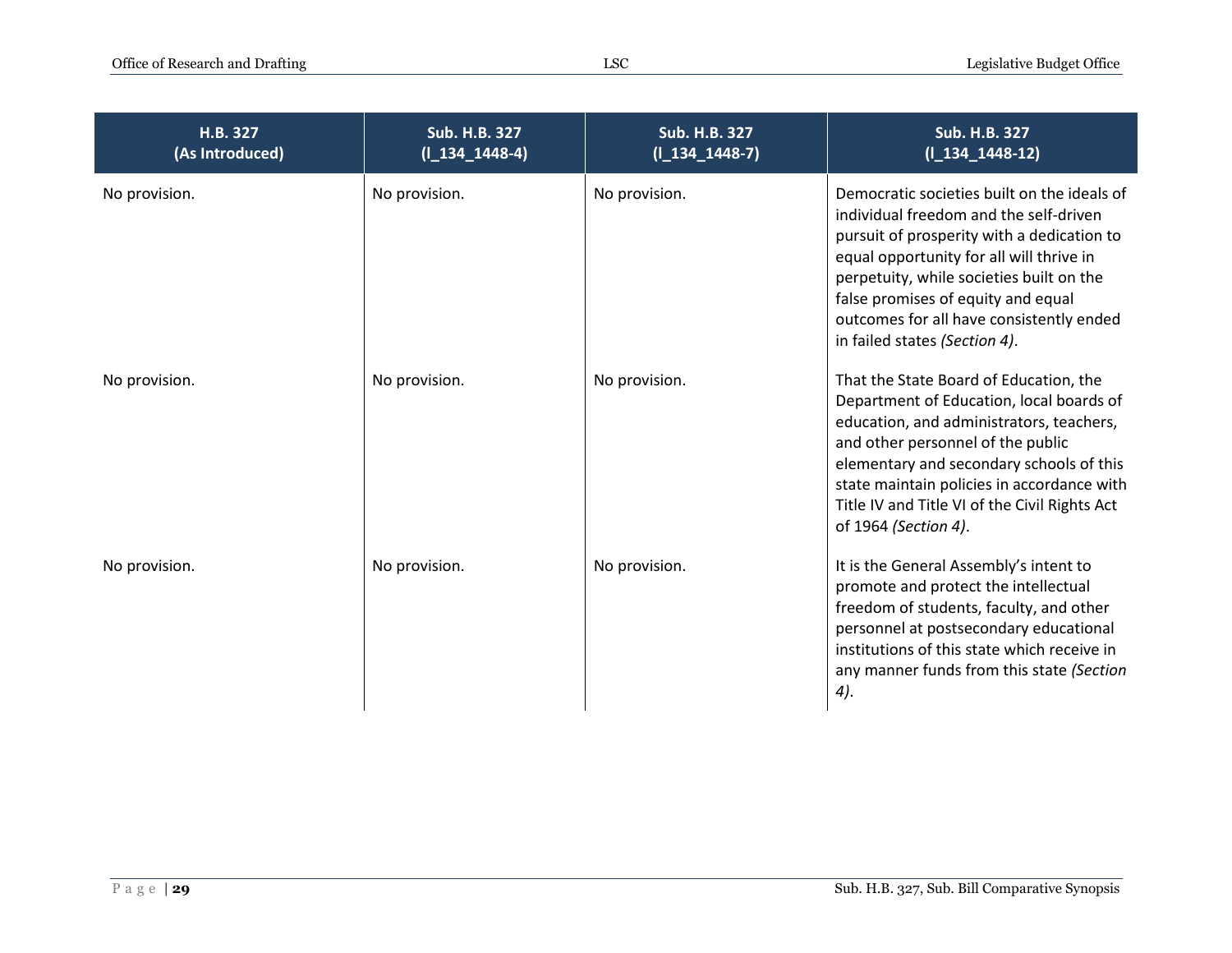| H.B. 327 (As Introduced) | Sub. H.B. 327 (l_134_1448-4) | Sub. H.B. 327 (l_134_1448-7) | Sub. H.B. 327 (l_134_1448-12) |
|---|---|---|---|
| No provision. | No provision. | No provision. | Democratic societies built on the ideals of individual freedom and the self-driven pursuit of prosperity with a dedication to equal opportunity for all will thrive in perpetuity, while societies built on the false promises of equity and equal outcomes for all have consistently ended in failed states *(Section 4)*. |
| No provision. | No provision. | No provision. | That the State Board of Education, the Department of Education, local boards of education, and administrators, teachers, and other personnel of the public elementary and secondary schools of this state maintain policies in accordance with Title IV and Title VI of the Civil Rights Act of 1964 *(Section 4)*. |
| No provision. | No provision. | No provision. | It is the General Assembly's intent to promote and protect the intellectual freedom of students, faculty, and other personnel at postsecondary educational institutions of this state which receive in any manner funds from this state *(Section 4)*. |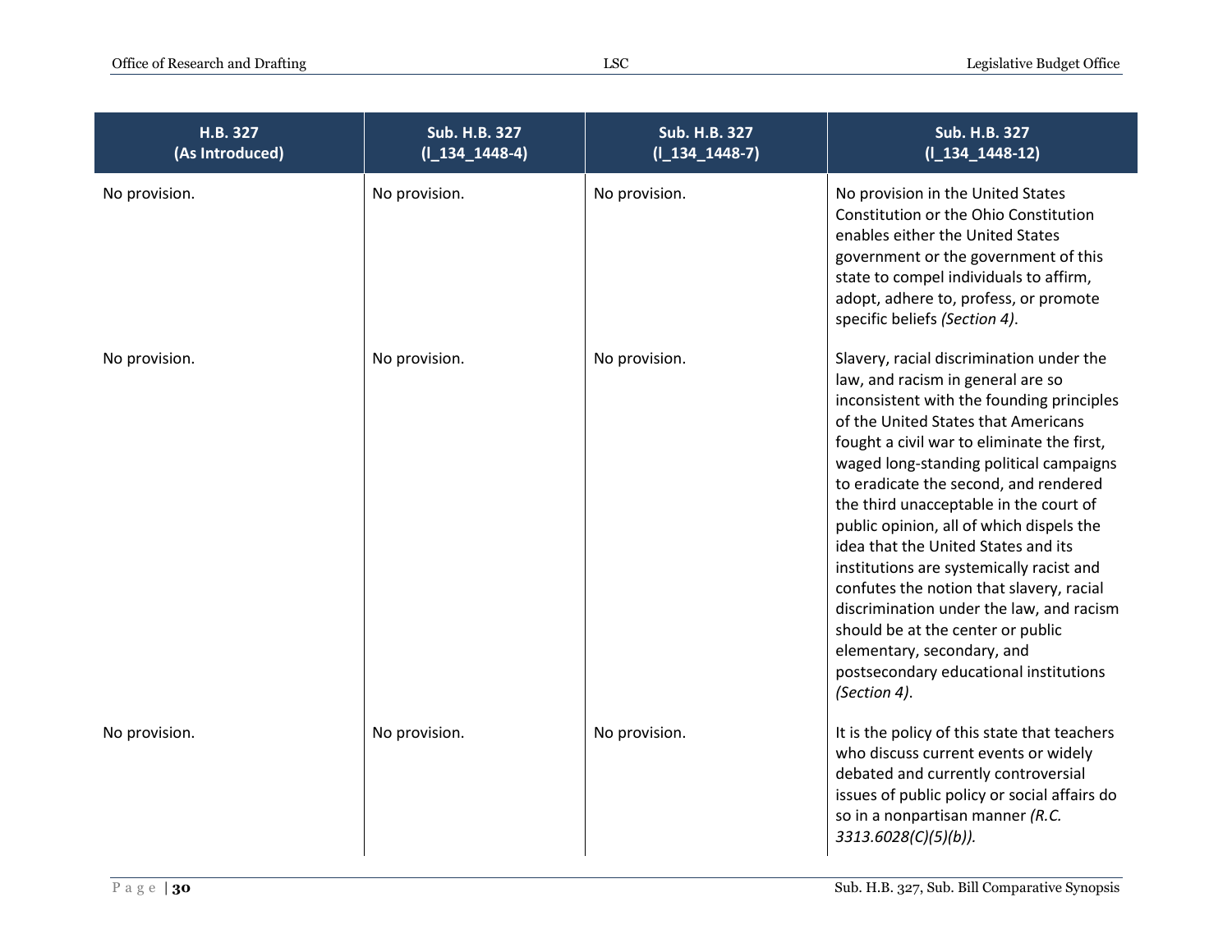| H.B. 327 (As Introduced) | Sub. H.B. 327 (l_134_1448-4) | Sub. H.B. 327 (l_134_1448-7) | Sub. H.B. 327 (l_134_1448-12) |
|---|---|---|---|
| No provision. | No provision. | No provision. | No provision in the United States Constitution or the Ohio Constitution enables either the United States government or the government of this state to compel individuals to affirm, adopt, adhere to, profess, or promote specific beliefs *(Section 4)*. |
| No provision. | No provision. | No provision. | Slavery, racial discrimination under the law, and racism in general are so inconsistent with the founding principles of the United States that Americans fought a civil war to eliminate the first, waged long-standing political campaigns to eradicate the second, and rendered the third unacceptable in the court of public opinion, all of which dispels the idea that the United States and its institutions are systemically racist and confutes the notion that slavery, racial discrimination under the law, and racism should be at the center or public elementary, secondary, and postsecondary educational institutions *(Section 4)*. |
| No provision. | No provision. | No provision. | It is the policy of this state that teachers who discuss current events or widely debated and currently controversial issues of public policy or social affairs do so in a nonpartisan manner *(R.C. 3313.6028(C)(5)(b))*. |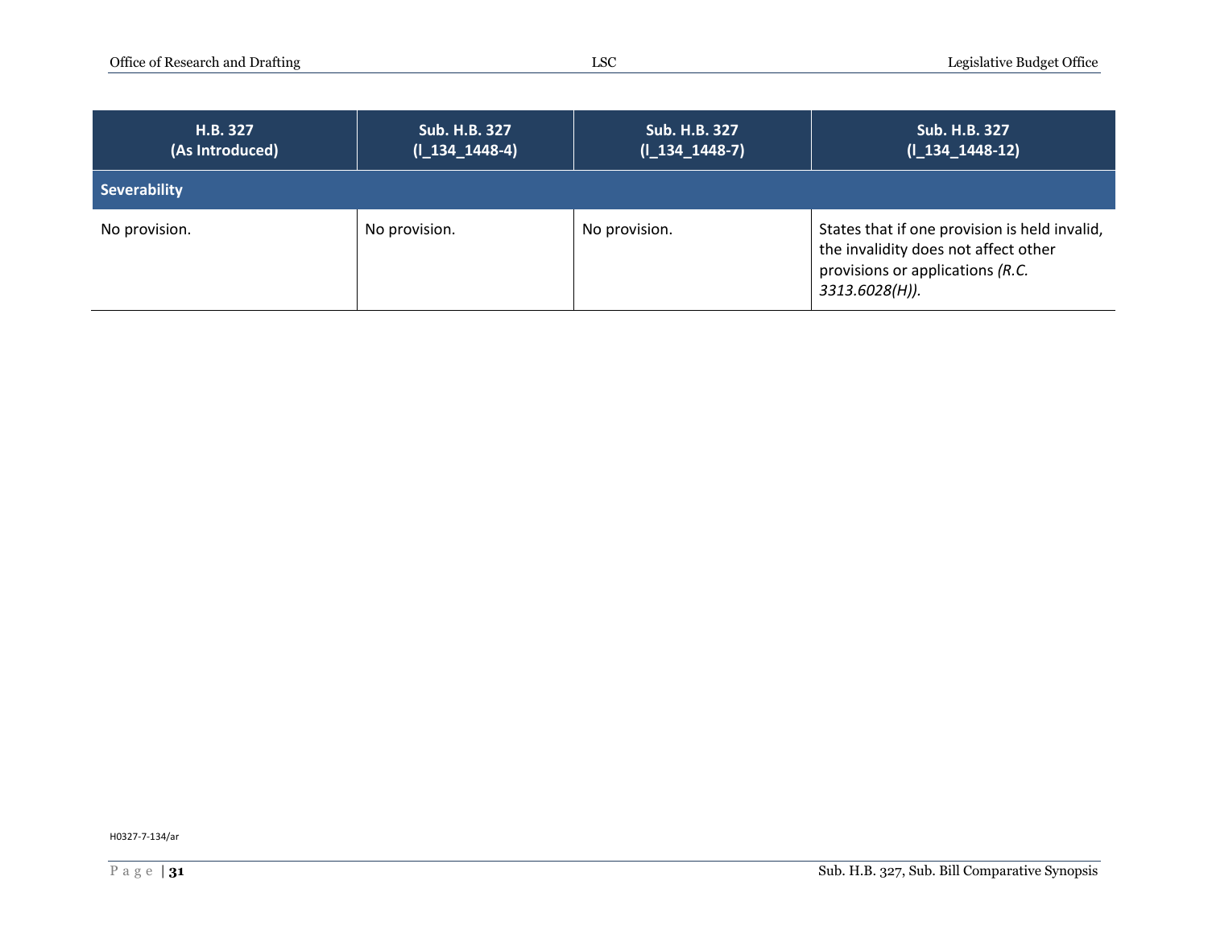| H.B. 327 (As Introduced) | Sub. H.B. 327 (l_134_1448-4) | Sub. H.B. 327 (l_134_1448-7) | Sub. H.B. 327 (l_134_1448-12) |
|---|---|---|---|
| **Severability** | | | |
| No provision. | No provision. | No provision. | States that if one provision is held invalid, the invalidity does not affect other provisions or applications *(R.C. 3313.6028(H))*. |

H0327-7-134/ar